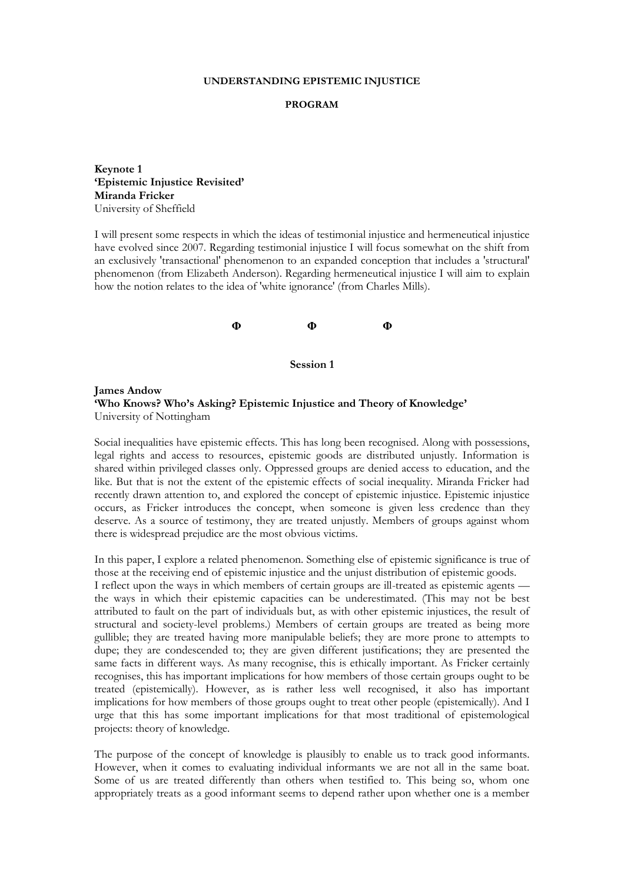**UNDERSTANDING EPISTEMIC INJUSTICE**

**PROGRAM**

**Keynote 1**
**'Epistemic Injustice Revisited'**
**Miranda Fricker**
University of Sheffield

I will present some respects in which the ideas of testimonial injustice and hermeneutical injustice have evolved since 2007. Regarding testimonial injustice I will focus somewhat on the shift from an exclusively 'transactional' phenomenon to an expanded conception that includes a 'structural' phenomenon (from Elizabeth Anderson). Regarding hermeneutical injustice I will aim to explain how the notion relates to the idea of 'white ignorance' (from Charles Mills).

**Φ Φ Φ**

**Session 1**

**James Andow**
**'Who Knows? Who's Asking? Epistemic Injustice and Theory of Knowledge'**
University of Nottingham

Social inequalities have epistemic effects. This has long been recognised. Along with possessions, legal rights and access to resources, epistemic goods are distributed unjustly. Information is shared within privileged classes only. Oppressed groups are denied access to education, and the like. But that is not the extent of the epistemic effects of social inequality. Miranda Fricker had recently drawn attention to, and explored the concept of epistemic injustice. Epistemic injustice occurs, as Fricker introduces the concept, when someone is given less credence than they deserve. As a source of testimony, they are treated unjustly. Members of groups against whom there is widespread prejudice are the most obvious victims.

In this paper, I explore a related phenomenon. Something else of epistemic significance is true of those at the receiving end of epistemic injustice and the unjust distribution of epistemic goods. I reflect upon the ways in which members of certain groups are ill-treated as epistemic agents — the ways in which their epistemic capacities can be underestimated. (This may not be best attributed to fault on the part of individuals but, as with other epistemic injustices, the result of structural and society-level problems.) Members of certain groups are treated as being more gullible; they are treated having more manipulable beliefs; they are more prone to attempts to dupe; they are condescended to; they are given different justifications; they are presented the same facts in different ways. As many recognise, this is ethically important. As Fricker certainly recognises, this has important implications for how members of those certain groups ought to be treated (epistemically). However, as is rather less well recognised, it also has important implications for how members of those groups ought to treat other people (epistemically). And I urge that this has some important implications for that most traditional of epistemological projects: theory of knowledge.

The purpose of the concept of knowledge is plausibly to enable us to track good informants. However, when it comes to evaluating individual informants we are not all in the same boat. Some of us are treated differently than others when testified to. This being so, whom one appropriately treats as a good informant seems to depend rather upon whether one is a member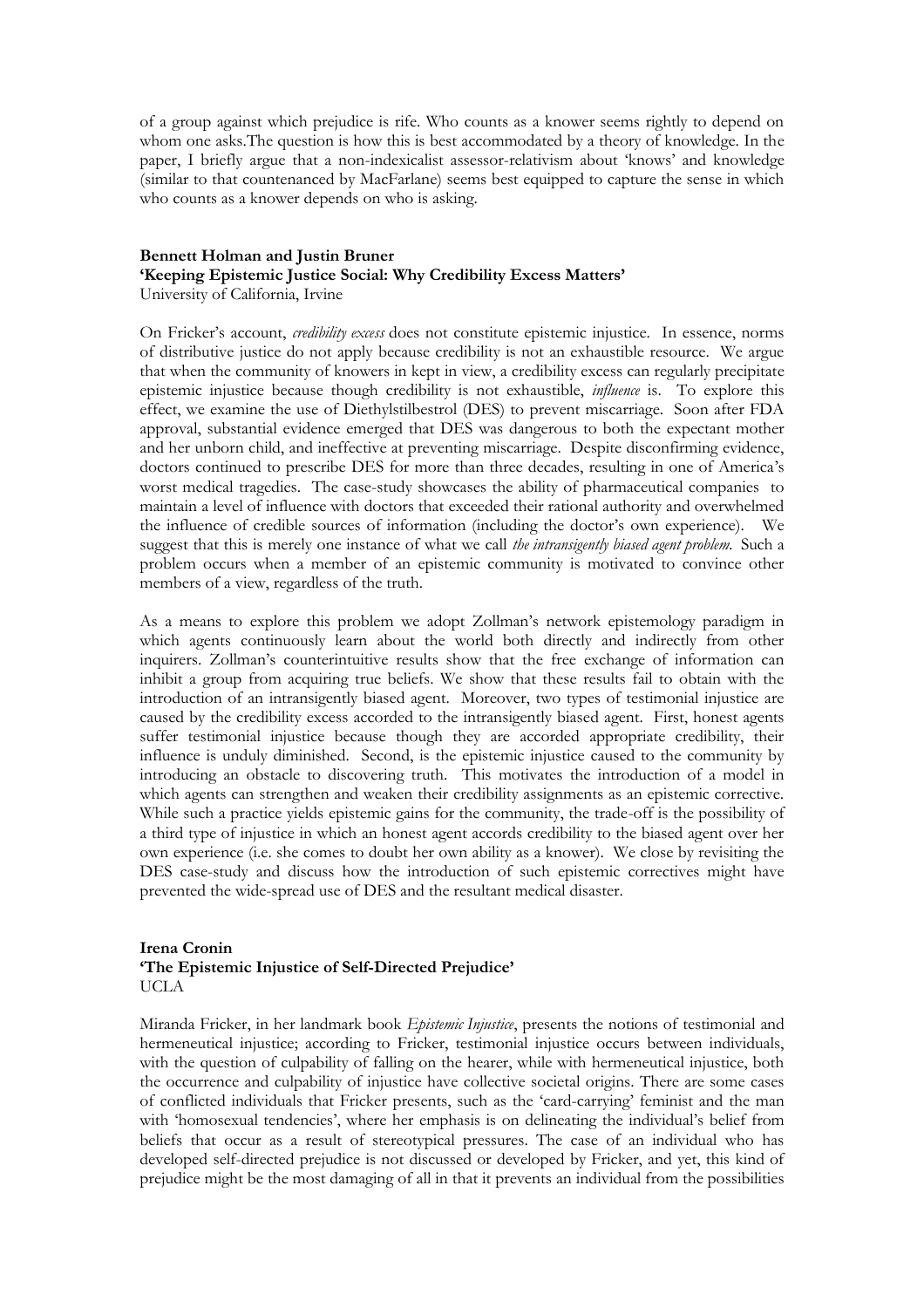of a group against which prejudice is rife. Who counts as a knower seems rightly to depend on whom one asks.The question is how this is best accommodated by a theory of knowledge. In the paper, I briefly argue that a non-indexicalist assessor-relativism about 'knows' and knowledge (similar to that countenanced by MacFarlane) seems best equipped to capture the sense in which who counts as a knower depends on who is asking.

**Bennett Holman and Justin Bruner**
**'Keeping Epistemic Justice Social: Why Credibility Excess Matters'**
University of California, Irvine

On Fricker's account, *credibility excess* does not constitute epistemic injustice. In essence, norms of distributive justice do not apply because credibility is not an exhaustible resource. We argue that when the community of knowers in kept in view, a credibility excess can regularly precipitate epistemic injustice because though credibility is not exhaustible, *influence* is. To explore this effect, we examine the use of Diethylstilbestrol (DES) to prevent miscarriage. Soon after FDA approval, substantial evidence emerged that DES was dangerous to both the expectant mother and her unborn child, and ineffective at preventing miscarriage. Despite disconfirming evidence, doctors continued to prescribe DES for more than three decades, resulting in one of America's worst medical tragedies. The case-study showcases the ability of pharmaceutical companies to maintain a level of influence with doctors that exceeded their rational authority and overwhelmed the influence of credible sources of information (including the doctor's own experience). We suggest that this is merely one instance of what we call *the intransigently biased agent problem.* Such a problem occurs when a member of an epistemic community is motivated to convince other members of a view, regardless of the truth.

As a means to explore this problem we adopt Zollman's network epistemology paradigm in which agents continuously learn about the world both directly and indirectly from other inquirers. Zollman's counterintuitive results show that the free exchange of information can inhibit a group from acquiring true beliefs. We show that these results fail to obtain with the introduction of an intransigently biased agent. Moreover, two types of testimonial injustice are caused by the credibility excess accorded to the intransigently biased agent. First, honest agents suffer testimonial injustice because though they are accorded appropriate credibility, their influence is unduly diminished. Second, is the epistemic injustice caused to the community by introducing an obstacle to discovering truth. This motivates the introduction of a model in which agents can strengthen and weaken their credibility assignments as an epistemic corrective. While such a practice yields epistemic gains for the community, the trade-off is the possibility of a third type of injustice in which an honest agent accords credibility to the biased agent over her own experience (i.e. she comes to doubt her own ability as a knower). We close by revisiting the DES case-study and discuss how the introduction of such epistemic correctives might have prevented the wide-spread use of DES and the resultant medical disaster.

**Irena Cronin**
**'The Epistemic Injustice of Self-Directed Prejudice'**
UCLA

Miranda Fricker, in her landmark book *Epistemic Injustice*, presents the notions of testimonial and hermeneutical injustice; according to Fricker, testimonial injustice occurs between individuals, with the question of culpability of falling on the hearer, while with hermeneutical injustice, both the occurrence and culpability of injustice have collective societal origins. There are some cases of conflicted individuals that Fricker presents, such as the 'card-carrying' feminist and the man with 'homosexual tendencies', where her emphasis is on delineating the individual's belief from beliefs that occur as a result of stereotypical pressures. The case of an individual who has developed self-directed prejudice is not discussed or developed by Fricker, and yet, this kind of prejudice might be the most damaging of all in that it prevents an individual from the possibilities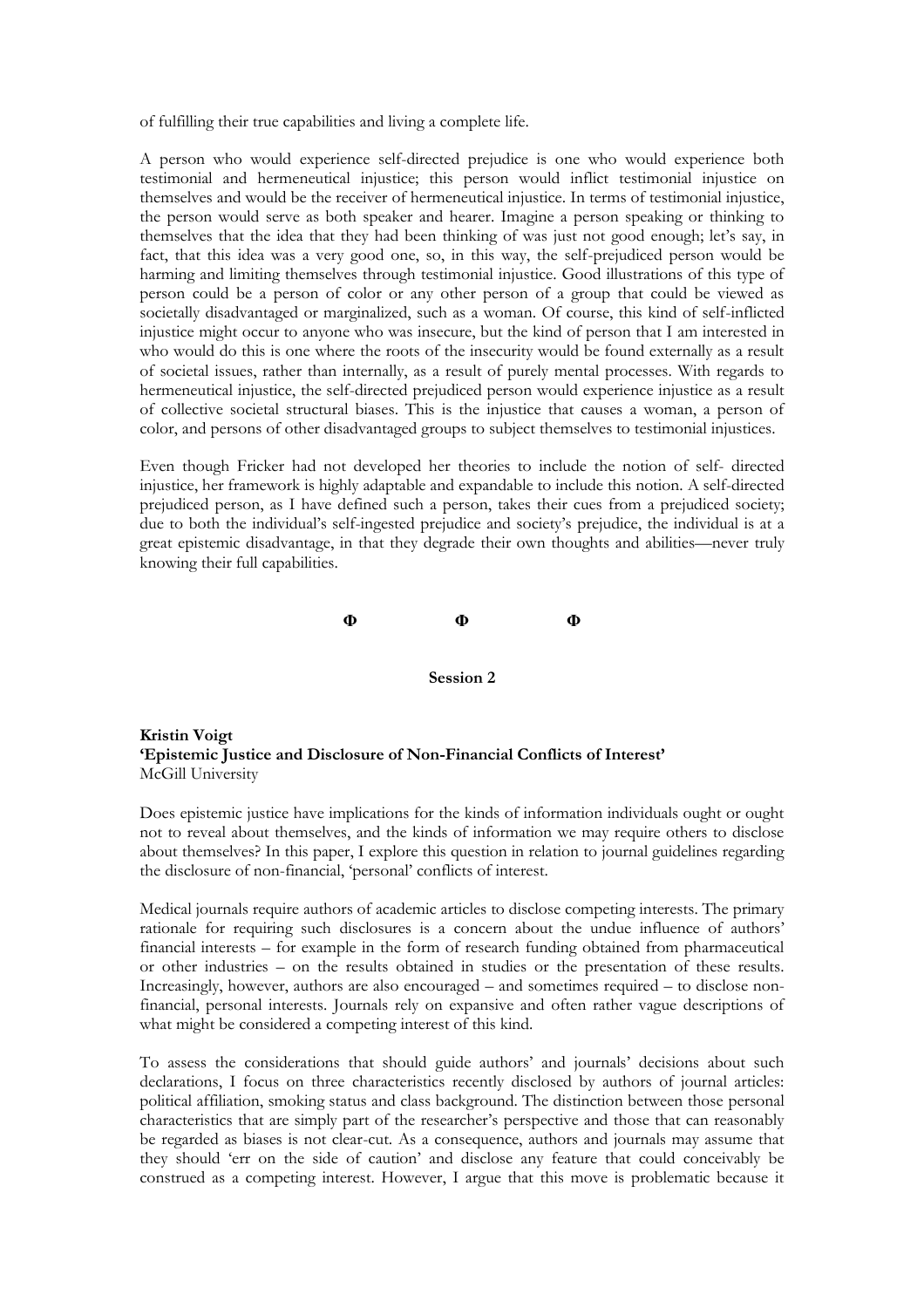of fulfilling their true capabilities and living a complete life.

A person who would experience self-directed prejudice is one who would experience both testimonial and hermeneutical injustice; this person would inflict testimonial injustice on themselves and would be the receiver of hermeneutical injustice. In terms of testimonial injustice, the person would serve as both speaker and hearer. Imagine a person speaking or thinking to themselves that the idea that they had been thinking of was just not good enough; let's say, in fact, that this idea was a very good one, so, in this way, the self-prejudiced person would be harming and limiting themselves through testimonial injustice. Good illustrations of this type of person could be a person of color or any other person of a group that could be viewed as societally disadvantaged or marginalized, such as a woman. Of course, this kind of self-inflicted injustice might occur to anyone who was insecure, but the kind of person that I am interested in who would do this is one where the roots of the insecurity would be found externally as a result of societal issues, rather than internally, as a result of purely mental processes. With regards to hermeneutical injustice, the self-directed prejudiced person would experience injustice as a result of collective societal structural biases. This is the injustice that causes a woman, a person of color, and persons of other disadvantaged groups to subject themselves to testimonial injustices.

Even though Fricker had not developed her theories to include the notion of self- directed injustice, her framework is highly adaptable and expandable to include this notion. A self-directed prejudiced person, as I have defined such a person, takes their cues from a prejudiced society; due to both the individual's self-ingested prejudice and society's prejudice, the individual is at a great epistemic disadvantage, in that they degrade their own thoughts and abilities—never truly knowing their full capabilities.

**Φ Φ Φ**

**Session 2**

**Kristin Voigt**
**'Epistemic Justice and Disclosure of Non-Financial Conflicts of Interest'**
McGill University

Does epistemic justice have implications for the kinds of information individuals ought or ought not to reveal about themselves, and the kinds of information we may require others to disclose about themselves? In this paper, I explore this question in relation to journal guidelines regarding the disclosure of non-financial, 'personal' conflicts of interest.

Medical journals require authors of academic articles to disclose competing interests. The primary rationale for requiring such disclosures is a concern about the undue influence of authors' financial interests – for example in the form of research funding obtained from pharmaceutical or other industries – on the results obtained in studies or the presentation of these results. Increasingly, however, authors are also encouraged – and sometimes required – to disclose non-financial, personal interests. Journals rely on expansive and often rather vague descriptions of what might be considered a competing interest of this kind.

To assess the considerations that should guide authors' and journals' decisions about such declarations, I focus on three characteristics recently disclosed by authors of journal articles: political affiliation, smoking status and class background. The distinction between those personal characteristics that are simply part of the researcher's perspective and those that can reasonably be regarded as biases is not clear-cut. As a consequence, authors and journals may assume that they should 'err on the side of caution' and disclose any feature that could conceivably be construed as a competing interest. However, I argue that this move is problematic because it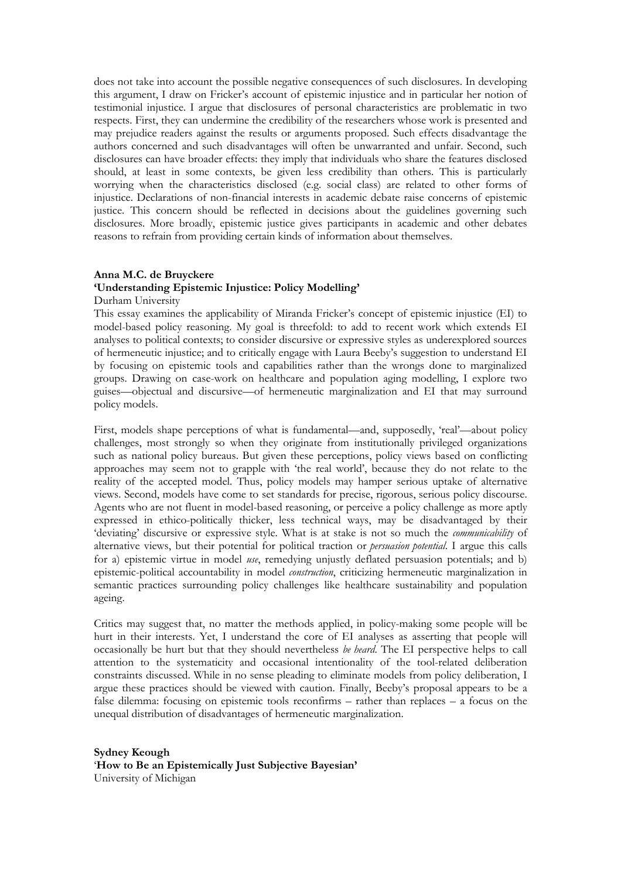does not take into account the possible negative consequences of such disclosures. In developing this argument, I draw on Fricker's account of epistemic injustice and in particular her notion of testimonial injustice. I argue that disclosures of personal characteristics are problematic in two respects. First, they can undermine the credibility of the researchers whose work is presented and may prejudice readers against the results or arguments proposed. Such effects disadvantage the authors concerned and such disadvantages will often be unwarranted and unfair. Second, such disclosures can have broader effects: they imply that individuals who share the features disclosed should, at least in some contexts, be given less credibility than others. This is particularly worrying when the characteristics disclosed (e.g. social class) are related to other forms of injustice. Declarations of non-financial interests in academic debate raise concerns of epistemic justice. This concern should be reflected in decisions about the guidelines governing such disclosures. More broadly, epistemic justice gives participants in academic and other debates reasons to refrain from providing certain kinds of information about themselves.

**Anna M.C. de Bruyckere**
**'Understanding Epistemic Injustice: Policy Modelling'**
Durham University

This essay examines the applicability of Miranda Fricker's concept of epistemic injustice (EI) to model-based policy reasoning. My goal is threefold: to add to recent work which extends EI analyses to political contexts; to consider discursive or expressive styles as underexplored sources of hermeneutic injustice; and to critically engage with Laura Beeby's suggestion to understand EI by focusing on epistemic tools and capabilities rather than the wrongs done to marginalized groups. Drawing on case-work on healthcare and population aging modelling, I explore two guises—objectual and discursive—of hermeneutic marginalization and EI that may surround policy models.

First, models shape perceptions of what is fundamental—and, supposedly, 'real'—about policy challenges, most strongly so when they originate from institutionally privileged organizations such as national policy bureaus. But given these perceptions, policy views based on conflicting approaches may seem not to grapple with 'the real world', because they do not relate to the reality of the accepted model. Thus, policy models may hamper serious uptake of alternative views. Second, models have come to set standards for precise, rigorous, serious policy discourse. Agents who are not fluent in model-based reasoning, or perceive a policy challenge as more aptly expressed in ethico-politically thicker, less technical ways, may be disadvantaged by their 'deviating' discursive or expressive style. What is at stake is not so much the *communicability* of alternative views, but their potential for political traction or *persuasion potential*. I argue this calls for a) epistemic virtue in model *use*, remedying unjustly deflated persuasion potentials; and b) epistemic-political accountability in model *construction*, criticizing hermeneutic marginalization in semantic practices surrounding policy challenges like healthcare sustainability and population ageing.

Critics may suggest that, no matter the methods applied, in policy-making some people will be hurt in their interests. Yet, I understand the core of EI analyses as asserting that people will occasionally be hurt but that they should nevertheless *be heard*. The EI perspective helps to call attention to the systematicity and occasional intentionality of the tool-related deliberation constraints discussed. While in no sense pleading to eliminate models from policy deliberation, I argue these practices should be viewed with caution. Finally, Beeby's proposal appears to be a false dilemma: focusing on epistemic tools reconfirms – rather than replaces – a focus on the unequal distribution of disadvantages of hermeneutic marginalization.

**Sydney Keough**
**'How to Be an Epistemically Just Subjective Bayesian'**
University of Michigan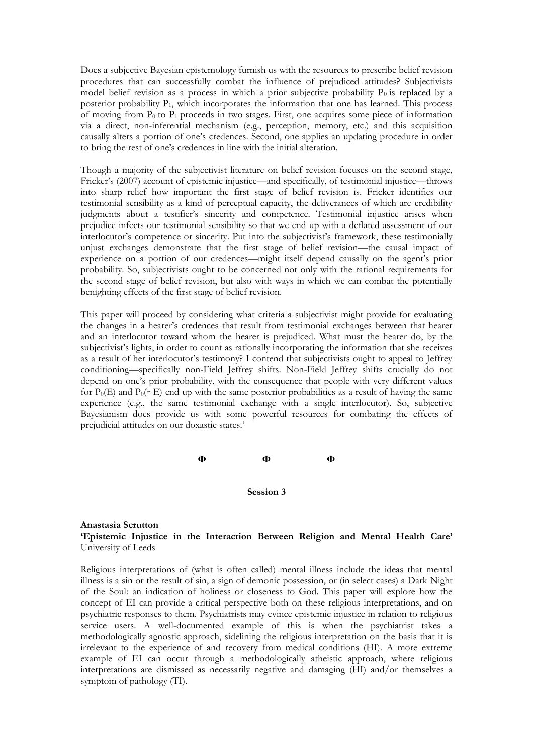Does a subjective Bayesian epistemology furnish us with the resources to prescribe belief revision procedures that can successfully combat the influence of prejudiced attitudes? Subjectivists model belief revision as a process in which a prior subjective probability $P_0$ is replaced by a posterior probability $P_1$, which incorporates the information that one has learned. This process of moving from $P_0$ to $P_1$ proceeds in two stages. First, one acquires some piece of information via a direct, non-inferential mechanism (e.g., perception, memory, etc.) and this acquisition causally alters a portion of one's credences. Second, one applies an updating procedure in order to bring the rest of one's credences in line with the initial alteration.

Though a majority of the subjectivist literature on belief revision focuses on the second stage, Fricker's (2007) account of epistemic injustice—and specifically, of testimonial injustice—throws into sharp relief how important the first stage of belief revision is. Fricker identifies our testimonial sensibility as a kind of perceptual capacity, the deliverances of which are credibility judgments about a testifier's sincerity and competence. Testimonial injustice arises when prejudice infects our testimonial sensibility so that we end up with a deflated assessment of our interlocutor's competence or sincerity. Put into the subjectivist's framework, these testimonially unjust exchanges demonstrate that the first stage of belief revision—the causal impact of experience on a portion of our credences—might itself depend causally on the agent's prior probability. So, subjectivists ought to be concerned not only with the rational requirements for the second stage of belief revision, but also with ways in which we can combat the potentially benighting effects of the first stage of belief revision.

This paper will proceed by considering what criteria a subjectivist might provide for evaluating the changes in a hearer's credences that result from testimonial exchanges between that hearer and an interlocutor toward whom the hearer is prejudiced. What must the hearer do, by the subjectivist's lights, in order to count as rationally incorporating the information that she receives as a result of her interlocutor's testimony? I contend that subjectivists ought to appeal to Jeffrey conditioning—specifically non-Field Jeffrey shifts. Non-Field Jeffrey shifts crucially do not depend on one's prior probability, with the consequence that people with very different values for $P_0(E)$ and $P_0(\sim E)$ end up with the same posterior probabilities as a result of having the same experience (e.g., the same testimonial exchange with a single interlocutor). So, subjective Bayesianism does provide us with some powerful resources for combating the effects of prejudicial attitudes on our doxastic states.'

**Φ Φ Φ**

**Session 3**

**Anastasia Scrutton**
**'Epistemic Injustice in the Interaction Between Religion and Mental Health Care'**
University of Leeds

Religious interpretations of (what is often called) mental illness include the ideas that mental illness is a sin or the result of sin, a sign of demonic possession, or (in select cases) a Dark Night of the Soul: an indication of holiness or closeness to God. This paper will explore how the concept of EI can provide a critical perspective both on these religious interpretations, and on psychiatric responses to them. Psychiatrists may evince epistemic injustice in relation to religious service users. A well-documented example of this is when the psychiatrist takes a methodologically agnostic approach, sidelining the religious interpretation on the basis that it is irrelevant to the experience of and recovery from medical conditions (HI). A more extreme example of EI can occur through a methodologically atheistic approach, where religious interpretations are dismissed as necessarily negative and damaging (HI) and/or themselves a symptom of pathology (TI).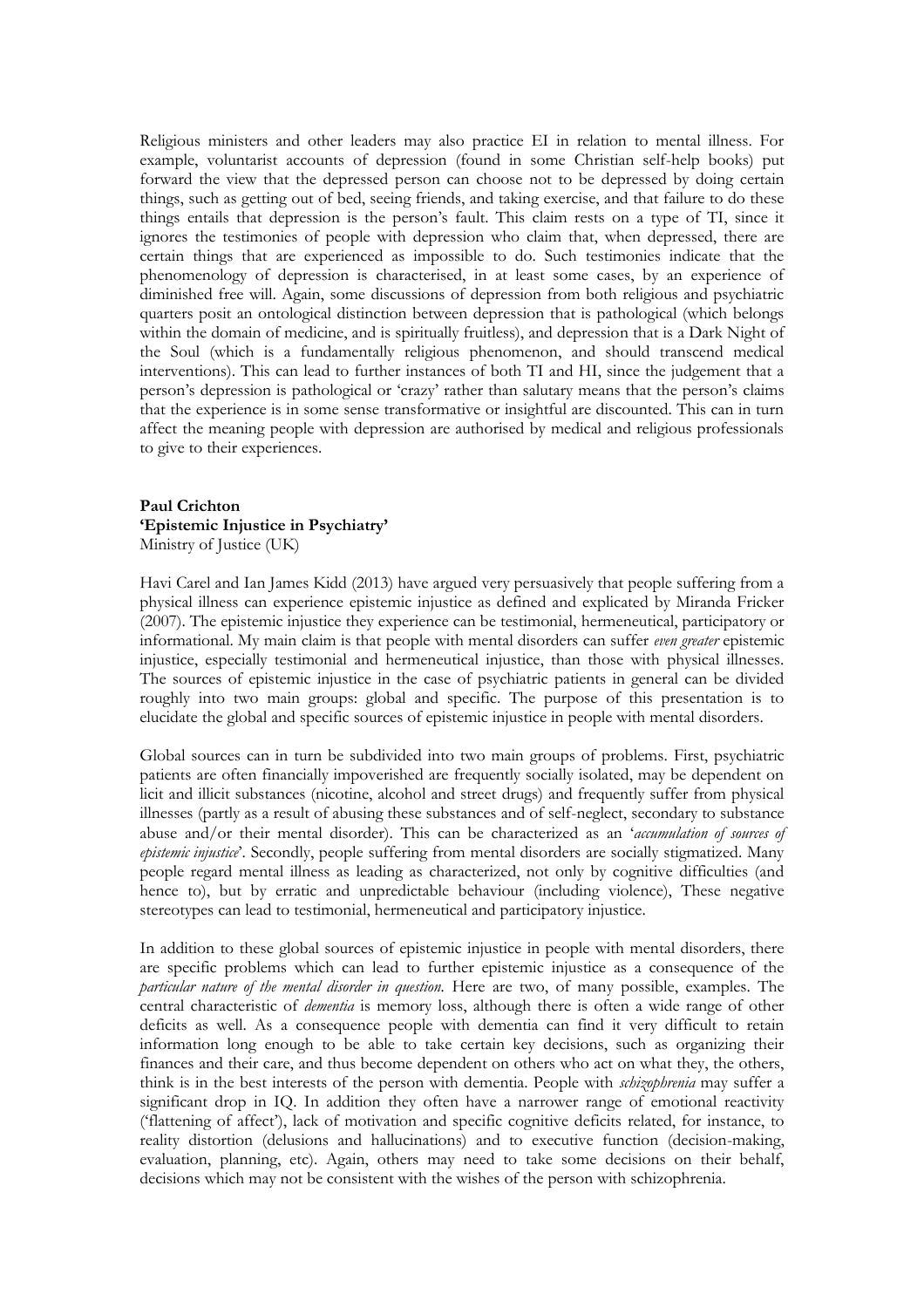Religious ministers and other leaders may also practice EI in relation to mental illness. For example, voluntarist accounts of depression (found in some Christian self-help books) put forward the view that the depressed person can choose not to be depressed by doing certain things, such as getting out of bed, seeing friends, and taking exercise, and that failure to do these things entails that depression is the person's fault. This claim rests on a type of TI, since it ignores the testimonies of people with depression who claim that, when depressed, there are certain things that are experienced as impossible to do. Such testimonies indicate that the phenomenology of depression is characterised, in at least some cases, by an experience of diminished free will. Again, some discussions of depression from both religious and psychiatric quarters posit an ontological distinction between depression that is pathological (which belongs within the domain of medicine, and is spiritually fruitless), and depression that is a Dark Night of the Soul (which is a fundamentally religious phenomenon, and should transcend medical interventions). This can lead to further instances of both TI and HI, since the judgement that a person's depression is pathological or 'crazy' rather than salutary means that the person's claims that the experience is in some sense transformative or insightful are discounted. This can in turn affect the meaning people with depression are authorised by medical and religious professionals to give to their experiences.

**Paul Crichton**
**'Epistemic Injustice in Psychiatry'**
Ministry of Justice (UK)

Havi Carel and Ian James Kidd (2013) have argued very persuasively that people suffering from a physical illness can experience epistemic injustice as defined and explicated by Miranda Fricker (2007). The epistemic injustice they experience can be testimonial, hermeneutical, participatory or informational. My main claim is that people with mental disorders can suffer *even greater* epistemic injustice, especially testimonial and hermeneutical injustice, than those with physical illnesses. The sources of epistemic injustice in the case of psychiatric patients in general can be divided roughly into two main groups: global and specific. The purpose of this presentation is to elucidate the global and specific sources of epistemic injustice in people with mental disorders.

Global sources can in turn be subdivided into two main groups of problems. First, psychiatric patients are often financially impoverished are frequently socially isolated, may be dependent on licit and illicit substances (nicotine, alcohol and street drugs) and frequently suffer from physical illnesses (partly as a result of abusing these substances and of self-neglect, secondary to substance abuse and/or their mental disorder). This can be characterized as an '*accumulation of sources of epistemic injustice*'. Secondly, people suffering from mental disorders are socially stigmatized. Many people regard mental illness as leading as characterized, not only by cognitive difficulties (and hence to), but by erratic and unpredictable behaviour (including violence), These negative stereotypes can lead to testimonial, hermeneutical and participatory injustice.

In addition to these global sources of epistemic injustice in people with mental disorders, there are specific problems which can lead to further epistemic injustice as a consequence of the *particular nature of the mental disorder in question.* Here are two, of many possible, examples. The central characteristic of *dementia* is memory loss, although there is often a wide range of other deficits as well. As a consequence people with dementia can find it very difficult to retain information long enough to be able to take certain key decisions, such as organizing their finances and their care, and thus become dependent on others who act on what they, the others, think is in the best interests of the person with dementia. People with *schizophrenia* may suffer a significant drop in IQ. In addition they often have a narrower range of emotional reactivity ('flattening of affect'), lack of motivation and specific cognitive deficits related, for instance, to reality distortion (delusions and hallucinations) and to executive function (decision-making, evaluation, planning, etc). Again, others may need to take some decisions on their behalf, decisions which may not be consistent with the wishes of the person with schizophrenia.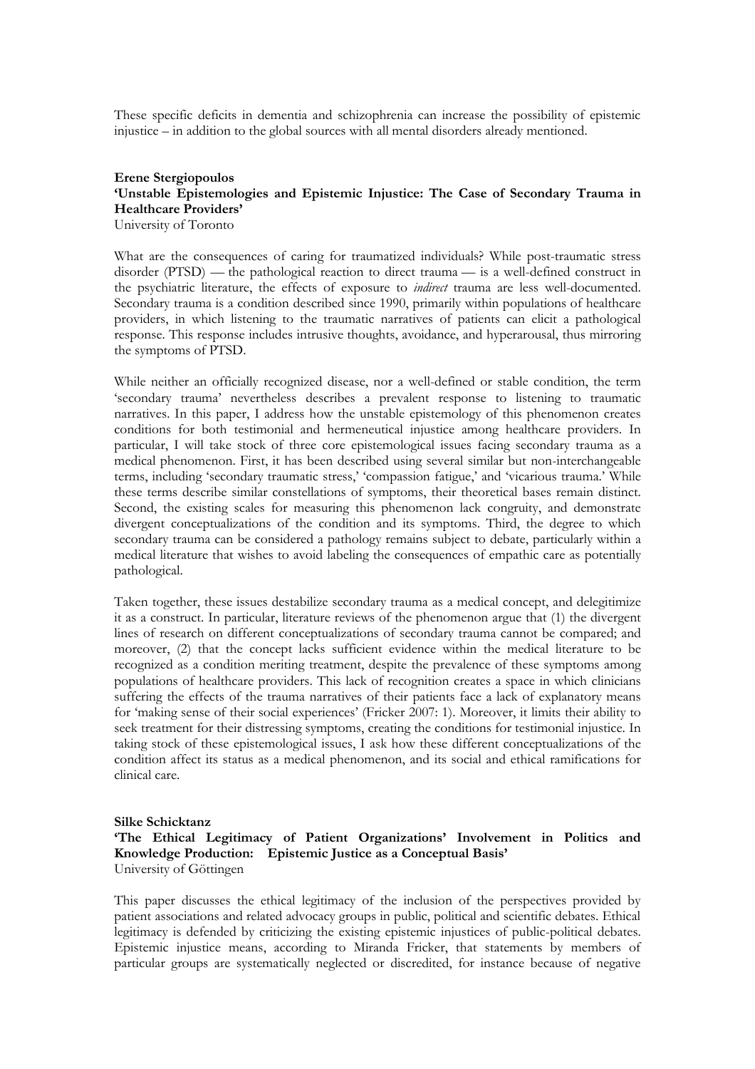These specific deficits in dementia and schizophrenia can increase the possibility of epistemic injustice – in addition to the global sources with all mental disorders already mentioned.

**Erene Stergiopoulos**
**'Unstable Epistemologies and Epistemic Injustice: The Case of Secondary Trauma in Healthcare Providers'**
University of Toronto

What are the consequences of caring for traumatized individuals? While post-traumatic stress disorder (PTSD) — the pathological reaction to direct trauma — is a well-defined construct in the psychiatric literature, the effects of exposure to *indirect* trauma are less well-documented. Secondary trauma is a condition described since 1990, primarily within populations of healthcare providers, in which listening to the traumatic narratives of patients can elicit a pathological response. This response includes intrusive thoughts, avoidance, and hyperarousal, thus mirroring the symptoms of PTSD.

While neither an officially recognized disease, nor a well-defined or stable condition, the term 'secondary trauma' nevertheless describes a prevalent response to listening to traumatic narratives. In this paper, I address how the unstable epistemology of this phenomenon creates conditions for both testimonial and hermeneutical injustice among healthcare providers. In particular, I will take stock of three core epistemological issues facing secondary trauma as a medical phenomenon. First, it has been described using several similar but non-interchangeable terms, including 'secondary traumatic stress,' 'compassion fatigue,' and 'vicarious trauma.' While these terms describe similar constellations of symptoms, their theoretical bases remain distinct. Second, the existing scales for measuring this phenomenon lack congruity, and demonstrate divergent conceptualizations of the condition and its symptoms. Third, the degree to which secondary trauma can be considered a pathology remains subject to debate, particularly within a medical literature that wishes to avoid labeling the consequences of empathic care as potentially pathological.

Taken together, these issues destabilize secondary trauma as a medical concept, and delegitimize it as a construct. In particular, literature reviews of the phenomenon argue that (1) the divergent lines of research on different conceptualizations of secondary trauma cannot be compared; and moreover, (2) that the concept lacks sufficient evidence within the medical literature to be recognized as a condition meriting treatment, despite the prevalence of these symptoms among populations of healthcare providers. This lack of recognition creates a space in which clinicians suffering the effects of the trauma narratives of their patients face a lack of explanatory means for 'making sense of their social experiences' (Fricker 2007: 1). Moreover, it limits their ability to seek treatment for their distressing symptoms, creating the conditions for testimonial injustice. In taking stock of these epistemological issues, I ask how these different conceptualizations of the condition affect its status as a medical phenomenon, and its social and ethical ramifications for clinical care.

**Silke Schicktanz**
**'The Ethical Legitimacy of Patient Organizations' Involvement in Politics and Knowledge Production: Epistemic Justice as a Conceptual Basis'**
University of Göttingen

This paper discusses the ethical legitimacy of the inclusion of the perspectives provided by patient associations and related advocacy groups in public, political and scientific debates. Ethical legitimacy is defended by criticizing the existing epistemic injustices of public-political debates. Epistemic injustice means, according to Miranda Fricker, that statements by members of particular groups are systematically neglected or discredited, for instance because of negative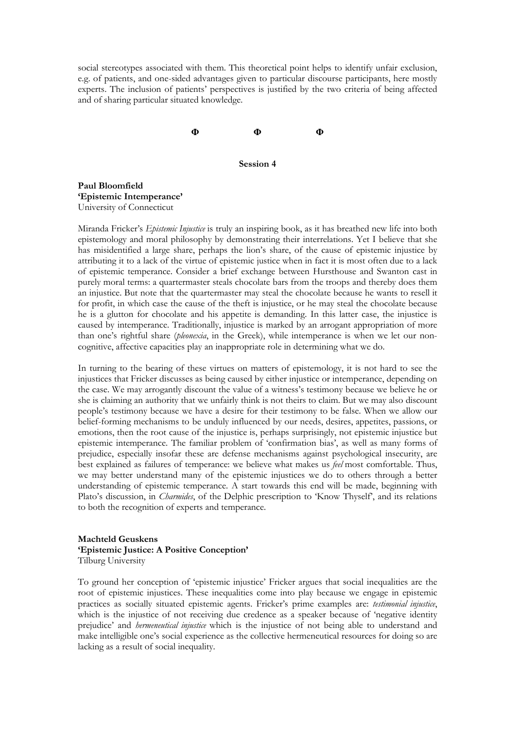social stereotypes associated with them. This theoretical point helps to identify unfair exclusion, e.g. of patients, and one-sided advantages given to particular discourse participants, here mostly experts. The inclusion of patients' perspectives is justified by the two criteria of being affected and of sharing particular situated knowledge.

**Φ Φ Φ**

## Session 4

**Paul Bloomfield**
**'Epistemic Intemperance'**
University of Connecticut

Miranda Fricker's *Epistemic Injustice* is truly an inspiring book, as it has breathed new life into both epistemology and moral philosophy by demonstrating their interrelations. Yet I believe that she has misidentified a large share, perhaps the lion's share, of the cause of epistemic injustice by attributing it to a lack of the virtue of epistemic justice when in fact it is most often due to a lack of epistemic temperance. Consider a brief exchange between Hursthouse and Swanton cast in purely moral terms: a quartermaster steals chocolate bars from the troops and thereby does them an injustice. But note that the quartermaster may steal the chocolate because he wants to resell it for profit, in which case the cause of the theft is injustice, or he may steal the chocolate because he is a glutton for chocolate and his appetite is demanding. In this latter case, the injustice is caused by intemperance. Traditionally, injustice is marked by an arrogant appropriation of more than one's rightful share (*pleonexia*, in the Greek), while intemperance is when we let our non-cognitive, affective capacities play an inappropriate role in determining what we do.

In turning to the bearing of these virtues on matters of epistemology, it is not hard to see the injustices that Fricker discusses as being caused by either injustice or intemperance, depending on the case. We may arrogantly discount the value of a witness's testimony because we believe he or she is claiming an authority that we unfairly think is not theirs to claim. But we may also discount people's testimony because we have a desire for their testimony to be false. When we allow our belief-forming mechanisms to be unduly influenced by our needs, desires, appetites, passions, or emotions, then the root cause of the injustice is, perhaps surprisingly, not epistemic injustice but epistemic intemperance. The familiar problem of 'confirmation bias', as well as many forms of prejudice, especially insofar these are defense mechanisms against psychological insecurity, are best explained as failures of temperance: we believe what makes us *feel* most comfortable. Thus, we may better understand many of the epistemic injustices we do to others through a better understanding of epistemic temperance. A start towards this end will be made, beginning with Plato's discussion, in *Charmides*, of the Delphic prescription to 'Know Thyself', and its relations to both the recognition of experts and temperance.

**Machteld Geuskens**
**'Epistemic Justice: A Positive Conception'**
Tilburg University

To ground her conception of 'epistemic injustice' Fricker argues that social inequalities are the root of epistemic injustices. These inequalities come into play because we engage in epistemic practices as socially situated epistemic agents. Fricker's prime examples are: *testimonial injustice*, which is the injustice of not receiving due credence as a speaker because of 'negative identity prejudice' and *hermeneutical injustice* which is the injustice of not being able to understand and make intelligible one's social experience as the collective hermeneutical resources for doing so are lacking as a result of social inequality.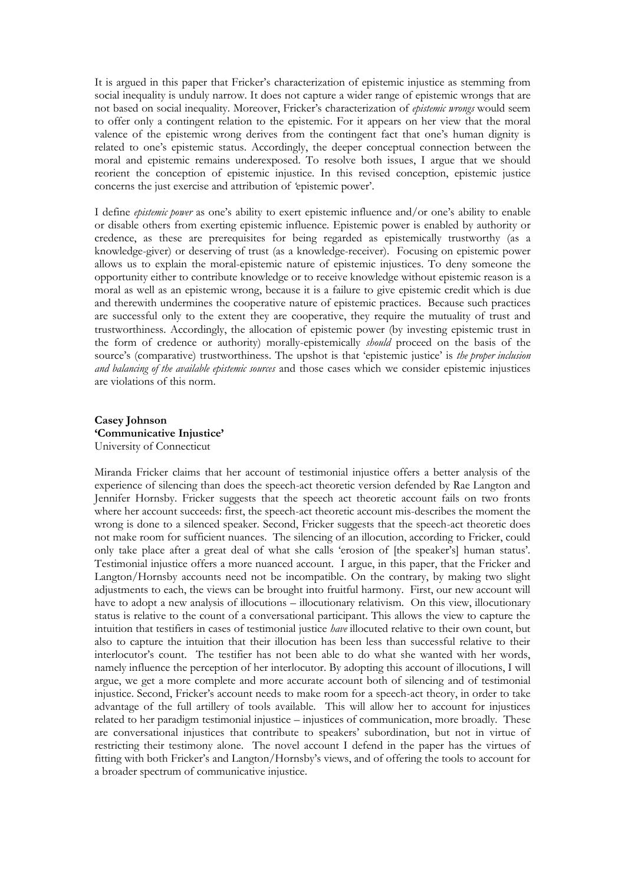It is argued in this paper that Fricker's characterization of epistemic injustice as stemming from social inequality is unduly narrow. It does not capture a wider range of epistemic wrongs that are not based on social inequality. Moreover, Fricker's characterization of *epistemic wrongs* would seem to offer only a contingent relation to the epistemic. For it appears on her view that the moral valence of the epistemic wrong derives from the contingent fact that one's human dignity is related to one's epistemic status. Accordingly, the deeper conceptual connection between the moral and epistemic remains underexposed. To resolve both issues, I argue that we should reorient the conception of epistemic injustice. In this revised conception, epistemic justice concerns the just exercise and attribution of 'epistemic power'.

I define *epistemic power* as one's ability to exert epistemic influence and/or one's ability to enable or disable others from exerting epistemic influence. Epistemic power is enabled by authority or credence, as these are prerequisites for being regarded as epistemically trustworthy (as a knowledge-giver) or deserving of trust (as a knowledge-receiver). Focusing on epistemic power allows us to explain the moral-epistemic nature of epistemic injustices. To deny someone the opportunity either to contribute knowledge or to receive knowledge without epistemic reason is a moral as well as an epistemic wrong, because it is a failure to give epistemic credit which is due and therewith undermines the cooperative nature of epistemic practices. Because such practices are successful only to the extent they are cooperative, they require the mutuality of trust and trustworthiness. Accordingly, the allocation of epistemic power (by investing epistemic trust in the form of credence or authority) morally-epistemically *should* proceed on the basis of the source's (comparative) trustworthiness. The upshot is that 'epistemic justice' is *the proper inclusion and balancing of the available epistemic sources* and those cases which we consider epistemic injustices are violations of this norm.

**Casey Johnson**
**'Communicative Injustice'**
University of Connecticut

Miranda Fricker claims that her account of testimonial injustice offers a better analysis of the experience of silencing than does the speech-act theoretic version defended by Rae Langton and Jennifer Hornsby. Fricker suggests that the speech act theoretic account fails on two fronts where her account succeeds: first, the speech-act theoretic account mis-describes the moment the wrong is done to a silenced speaker. Second, Fricker suggests that the speech-act theoretic does not make room for sufficient nuances. The silencing of an illocution, according to Fricker, could only take place after a great deal of what she calls 'erosion of [the speaker's] human status'. Testimonial injustice offers a more nuanced account. I argue, in this paper, that the Fricker and Langton/Hornsby accounts need not be incompatible. On the contrary, by making two slight adjustments to each, the views can be brought into fruitful harmony. First, our new account will have to adopt a new analysis of illocutions – illocutionary relativism. On this view, illocutionary status is relative to the count of a conversational participant. This allows the view to capture the intuition that testifiers in cases of testimonial justice *have* illocuted relative to their own count, but also to capture the intuition that their illocution has been less than successful relative to their interlocutor's count. The testifier has not been able to do what she wanted with her words, namely influence the perception of her interlocutor. By adopting this account of illocutions, I will argue, we get a more complete and more accurate account both of silencing and of testimonial injustice. Second, Fricker's account needs to make room for a speech-act theory, in order to take advantage of the full artillery of tools available. This will allow her to account for injustices related to her paradigm testimonial injustice – injustices of communication, more broadly. These are conversational injustices that contribute to speakers' subordination, but not in virtue of restricting their testimony alone. The novel account I defend in the paper has the virtues of fitting with both Fricker's and Langton/Hornsby's views, and of offering the tools to account for a broader spectrum of communicative injustice.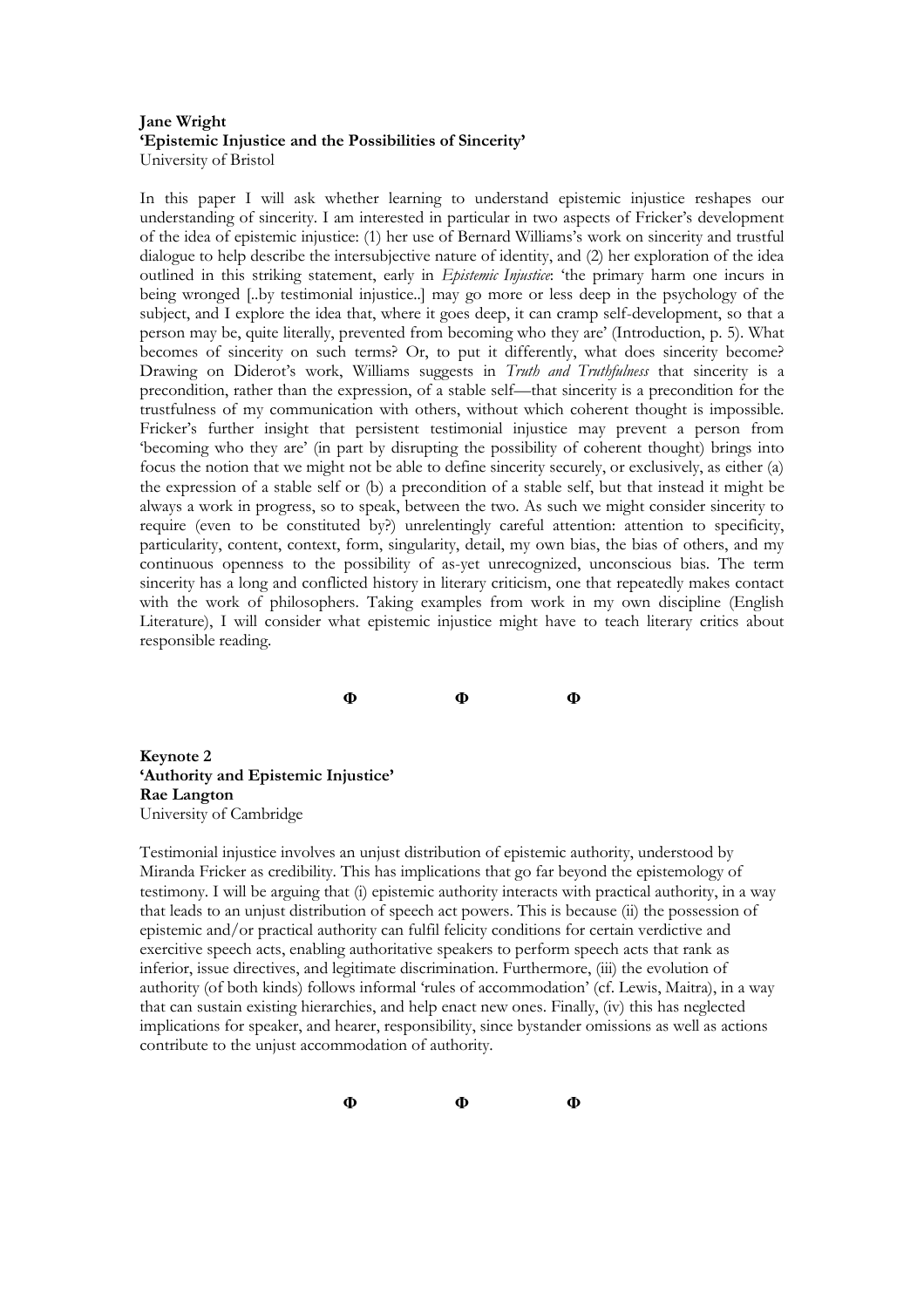**Jane Wright**
**'Epistemic Injustice and the Possibilities of Sincerity'**
University of Bristol

In this paper I will ask whether learning to understand epistemic injustice reshapes our understanding of sincerity. I am interested in particular in two aspects of Fricker's development of the idea of epistemic injustice: (1) her use of Bernard Williams's work on sincerity and trustful dialogue to help describe the intersubjective nature of identity, and (2) her exploration of the idea outlined in this striking statement, early in *Epistemic Injustice*: 'the primary harm one incurs in being wronged [..by testimonial injustice..] may go more or less deep in the psychology of the subject, and I explore the idea that, where it goes deep, it can cramp self-development, so that a person may be, quite literally, prevented from becoming who they are' (Introduction, p. 5). What becomes of sincerity on such terms? Or, to put it differently, what does sincerity become? Drawing on Diderot's work, Williams suggests in *Truth and Truthfulness* that sincerity is a precondition, rather than the expression, of a stable self—that sincerity is a precondition for the trustfulness of my communication with others, without which coherent thought is impossible. Fricker's further insight that persistent testimonial injustice may prevent a person from 'becoming who they are' (in part by disrupting the possibility of coherent thought) brings into focus the notion that we might not be able to define sincerity securely, or exclusively, as either (a) the expression of a stable self or (b) a precondition of a stable self, but that instead it might be always a work in progress, so to speak, between the two. As such we might consider sincerity to require (even to be constituted by?) unrelentingly careful attention: attention to specificity, particularity, content, context, form, singularity, detail, my own bias, the bias of others, and my continuous openness to the possibility of as-yet unrecognized, unconscious bias. The term sincerity has a long and conflicted history in literary criticism, one that repeatedly makes contact with the work of philosophers. Taking examples from work in my own discipline (English Literature), I will consider what epistemic injustice might have to teach literary critics about responsible reading.

**Φ Φ Φ**

**Keynote 2**
**'Authority and Epistemic Injustice'**
**Rae Langton**
University of Cambridge

Testimonial injustice involves an unjust distribution of epistemic authority, understood by Miranda Fricker as credibility. This has implications that go far beyond the epistemology of testimony. I will be arguing that (i) epistemic authority interacts with practical authority, in a way that leads to an unjust distribution of speech act powers. This is because (ii) the possession of epistemic and/or practical authority can fulfil felicity conditions for certain verdictive and exercitive speech acts, enabling authoritative speakers to perform speech acts that rank as inferior, issue directives, and legitimate discrimination. Furthermore, (iii) the evolution of authority (of both kinds) follows informal 'rules of accommodation' (cf. Lewis, Maitra), in a way that can sustain existing hierarchies, and help enact new ones. Finally, (iv) this has neglected implications for speaker, and hearer, responsibility, since bystander omissions as well as actions contribute to the unjust accommodation of authority.

**Φ Φ Φ**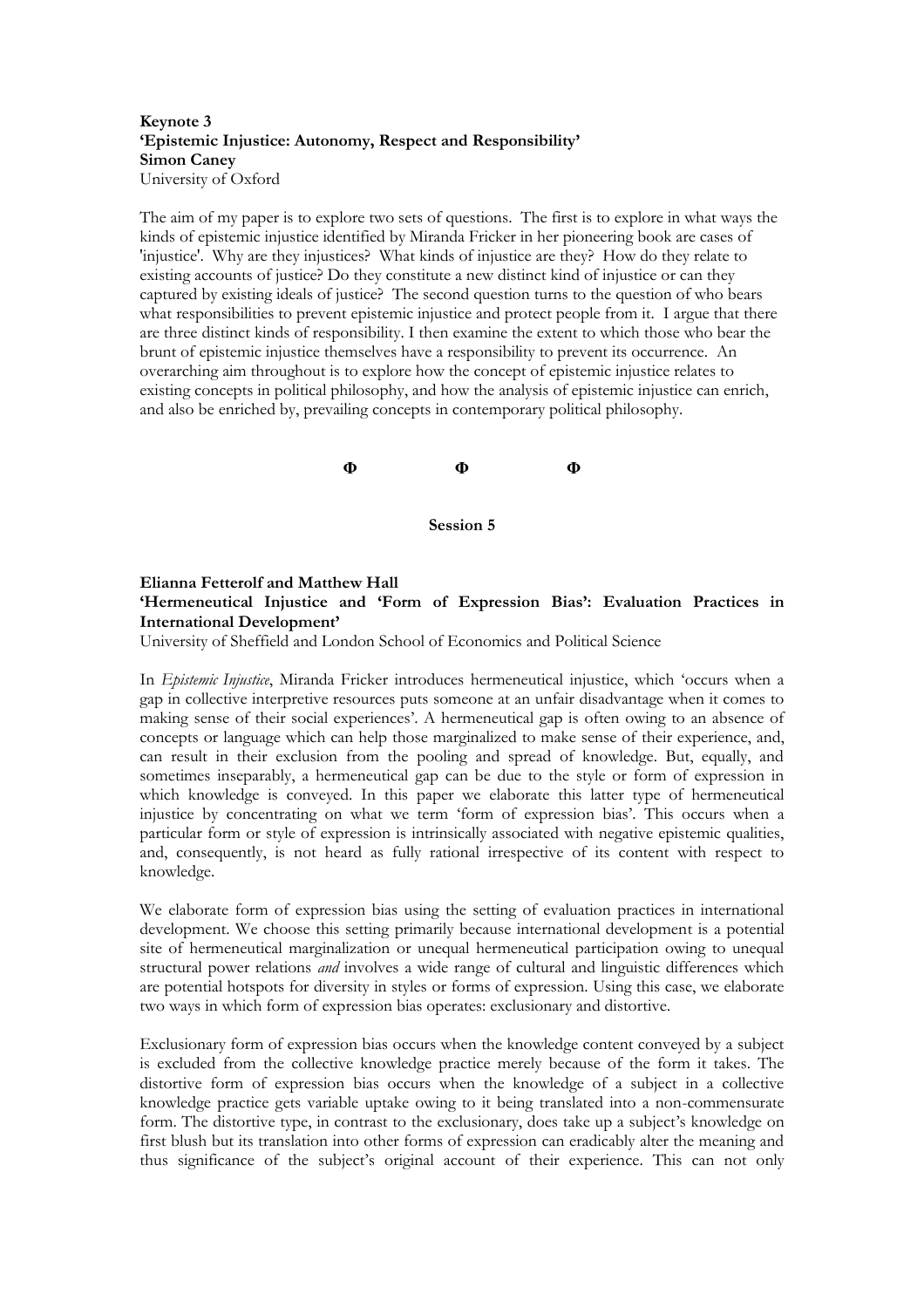**Keynote 3**
**'Epistemic Injustice: Autonomy, Respect and Responsibility'**
**Simon Caney**
University of Oxford

The aim of my paper is to explore two sets of questions. The first is to explore in what ways the kinds of epistemic injustice identified by Miranda Fricker in her pioneering book are cases of 'injustice'. Why are they injustices? What kinds of injustice are they? How do they relate to existing accounts of justice? Do they constitute a new distinct kind of injustice or can they captured by existing ideals of justice? The second question turns to the question of who bears what responsibilities to prevent epistemic injustice and protect people from it. I argue that there are three distinct kinds of responsibility. I then examine the extent to which those who bear the brunt of epistemic injustice themselves have a responsibility to prevent its occurrence. An overarching aim throughout is to explore how the concept of epistemic injustice relates to existing concepts in political philosophy, and how the analysis of epistemic injustice can enrich, and also be enriched by, prevailing concepts in contemporary political philosophy.

**Φ Φ Φ**

**Session 5**

**Elianna Fetterolf and Matthew Hall**
**'Hermeneutical Injustice and 'Form of Expression Bias': Evaluation Practices in International Development'**
University of Sheffield and London School of Economics and Political Science

In *Epistemic Injustice*, Miranda Fricker introduces hermeneutical injustice, which 'occurs when a gap in collective interpretive resources puts someone at an unfair disadvantage when it comes to making sense of their social experiences'. A hermeneutical gap is often owing to an absence of concepts or language which can help those marginalized to make sense of their experience, and, can result in their exclusion from the pooling and spread of knowledge. But, equally, and sometimes inseparably, a hermeneutical gap can be due to the style or form of expression in which knowledge is conveyed. In this paper we elaborate this latter type of hermeneutical injustice by concentrating on what we term 'form of expression bias'. This occurs when a particular form or style of expression is intrinsically associated with negative epistemic qualities, and, consequently, is not heard as fully rational irrespective of its content with respect to knowledge.

We elaborate form of expression bias using the setting of evaluation practices in international development. We choose this setting primarily because international development is a potential site of hermeneutical marginalization or unequal hermeneutical participation owing to unequal structural power relations *and* involves a wide range of cultural and linguistic differences which are potential hotspots for diversity in styles or forms of expression. Using this case, we elaborate two ways in which form of expression bias operates: exclusionary and distortive.

Exclusionary form of expression bias occurs when the knowledge content conveyed by a subject is excluded from the collective knowledge practice merely because of the form it takes. The distortive form of expression bias occurs when the knowledge of a subject in a collective knowledge practice gets variable uptake owing to it being translated into a non-commensurate form. The distortive type, in contrast to the exclusionary, does take up a subject's knowledge on first blush but its translation into other forms of expression can eradicably alter the meaning and thus significance of the subject's original account of their experience. This can not only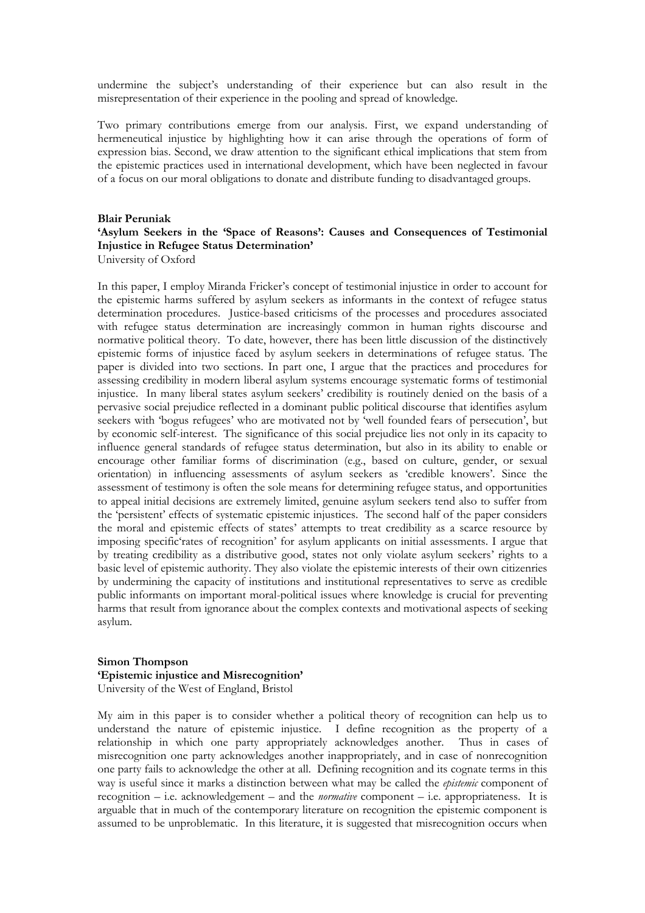undermine the subject's understanding of their experience but can also result in the misrepresentation of their experience in the pooling and spread of knowledge.

Two primary contributions emerge from our analysis. First, we expand understanding of hermeneutical injustice by highlighting how it can arise through the operations of form of expression bias. Second, we draw attention to the significant ethical implications that stem from the epistemic practices used in international development, which have been neglected in favour of a focus on our moral obligations to donate and distribute funding to disadvantaged groups.

**Blair Peruniak**
**'Asylum Seekers in the 'Space of Reasons': Causes and Consequences of Testimonial Injustice in Refugee Status Determination'**
University of Oxford

In this paper, I employ Miranda Fricker's concept of testimonial injustice in order to account for the epistemic harms suffered by asylum seekers as informants in the context of refugee status determination procedures. Justice-based criticisms of the processes and procedures associated with refugee status determination are increasingly common in human rights discourse and normative political theory. To date, however, there has been little discussion of the distinctively epistemic forms of injustice faced by asylum seekers in determinations of refugee status. The paper is divided into two sections. In part one, I argue that the practices and procedures for assessing credibility in modern liberal asylum systems encourage systematic forms of testimonial injustice. In many liberal states asylum seekers' credibility is routinely denied on the basis of a pervasive social prejudice reflected in a dominant public political discourse that identifies asylum seekers with 'bogus refugees' who are motivated not by 'well founded fears of persecution', but by economic self-interest. The significance of this social prejudice lies not only in its capacity to influence general standards of refugee status determination, but also in its ability to enable or encourage other familiar forms of discrimination (e.g., based on culture, gender, or sexual orientation) in influencing assessments of asylum seekers as 'credible knowers'. Since the assessment of testimony is often the sole means for determining refugee status, and opportunities to appeal initial decisions are extremely limited, genuine asylum seekers tend also to suffer from the 'persistent' effects of systematic epistemic injustices. The second half of the paper considers the moral and epistemic effects of states' attempts to treat credibility as a scarce resource by imposing specific'rates of recognition' for asylum applicants on initial assessments. I argue that by treating credibility as a distributive good, states not only violate asylum seekers' rights to a basic level of epistemic authority. They also violate the epistemic interests of their own citizenries by undermining the capacity of institutions and institutional representatives to serve as credible public informants on important moral-political issues where knowledge is crucial for preventing harms that result from ignorance about the complex contexts and motivational aspects of seeking asylum.

**Simon Thompson**
**'Epistemic injustice and Misrecognition'**
University of the West of England, Bristol

My aim in this paper is to consider whether a political theory of recognition can help us to understand the nature of epistemic injustice. I define recognition as the property of a relationship in which one party appropriately acknowledges another. Thus in cases of misrecognition one party acknowledges another inappropriately, and in case of nonrecognition one party fails to acknowledge the other at all. Defining recognition and its cognate terms in this way is useful since it marks a distinction between what may be called the *epistemic* component of recognition – i.e. acknowledgement – and the *normative* component – i.e. appropriateness. It is arguable that in much of the contemporary literature on recognition the epistemic component is assumed to be unproblematic. In this literature, it is suggested that misrecognition occurs when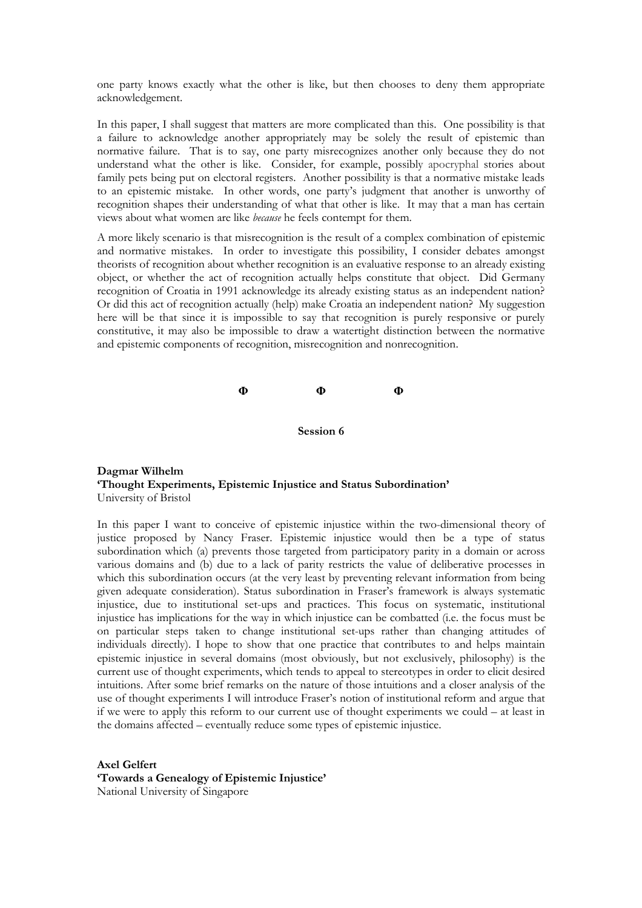one party knows exactly what the other is like, but then chooses to deny them appropriate acknowledgement.

In this paper, I shall suggest that matters are more complicated than this. One possibility is that a failure to acknowledge another appropriately may be solely the result of epistemic than normative failure. That is to say, one party misrecognizes another only because they do not understand what the other is like. Consider, for example, possibly apocryphal stories about family pets being put on electoral registers. Another possibility is that a normative mistake leads to an epistemic mistake. In other words, one party's judgment that another is unworthy of recognition shapes their understanding of what that other is like. It may that a man has certain views about what women are like *because* he feels contempt for them.

A more likely scenario is that misrecognition is the result of a complex combination of epistemic and normative mistakes. In order to investigate this possibility, I consider debates amongst theorists of recognition about whether recognition is an evaluative response to an already existing object, or whether the act of recognition actually helps constitute that object. Did Germany recognition of Croatia in 1991 acknowledge its already existing status as an independent nation? Or did this act of recognition actually (help) make Croatia an independent nation? My suggestion here will be that since it is impossible to say that recognition is purely responsive or purely constitutive, it may also be impossible to draw a watertight distinction between the normative and epistemic components of recognition, misrecognition and nonrecognition.

Φ Φ Φ

**Session 6**

**Dagmar Wilhelm**
**'Thought Experiments, Epistemic Injustice and Status Subordination'**
University of Bristol

In this paper I want to conceive of epistemic injustice within the two-dimensional theory of justice proposed by Nancy Fraser. Epistemic injustice would then be a type of status subordination which (a) prevents those targeted from participatory parity in a domain or across various domains and (b) due to a lack of parity restricts the value of deliberative processes in which this subordination occurs (at the very least by preventing relevant information from being given adequate consideration). Status subordination in Fraser's framework is always systematic injustice, due to institutional set-ups and practices. This focus on systematic, institutional injustice has implications for the way in which injustice can be combatted (i.e. the focus must be on particular steps taken to change institutional set-ups rather than changing attitudes of individuals directly). I hope to show that one practice that contributes to and helps maintain epistemic injustice in several domains (most obviously, but not exclusively, philosophy) is the current use of thought experiments, which tends to appeal to stereotypes in order to elicit desired intuitions. After some brief remarks on the nature of those intuitions and a closer analysis of the use of thought experiments I will introduce Fraser's notion of institutional reform and argue that if we were to apply this reform to our current use of thought experiments we could – at least in the domains affected – eventually reduce some types of epistemic injustice.

**Axel Gelfert**
**'Towards a Genealogy of Epistemic Injustice'**
National University of Singapore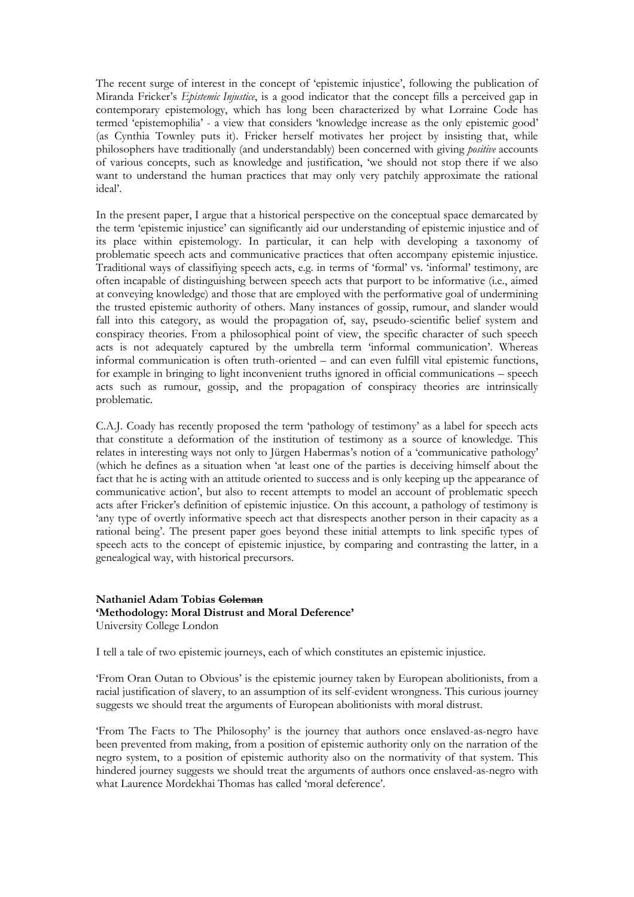The recent surge of interest in the concept of 'epistemic injustice', following the publication of Miranda Fricker's *Epistemic Injustice*, is a good indicator that the concept fills a perceived gap in contemporary epistemology, which has long been characterized by what Lorraine Code has termed 'epistemophilia' - a view that considers 'knowledge increase as the only epistemic good' (as Cynthia Townley puts it). Fricker herself motivates her project by insisting that, while philosophers have traditionally (and understandably) been concerned with giving *positive* accounts of various concepts, such as knowledge and justification, 'we should not stop there if we also want to understand the human practices that may only very patchily approximate the rational ideal'.

In the present paper, I argue that a historical perspective on the conceptual space demarcated by the term 'epistemic injustice' can significantly aid our understanding of epistemic injustice and of its place within epistemology. In particular, it can help with developing a taxonomy of problematic speech acts and communicative practices that often accompany epistemic injustice. Traditional ways of classifiying speech acts, e.g. in terms of 'formal' vs. 'informal' testimony, are often incapable of distinguishing between speech acts that purport to be informative (i.e., aimed at conveying knowledge) and those that are employed with the performative goal of undermining the trusted epistemic authority of others. Many instances of gossip, rumour, and slander would fall into this category, as would the propagation of, say, pseudo-scientific belief system and conspiracy theories. From a philosophical point of view, the specific character of such speech acts is not adequately captured by the umbrella term 'informal communication'. Whereas informal communication is often truth-oriented – and can even fulfill vital epistemic functions, for example in bringing to light inconvenient truths ignored in official communications – speech acts such as rumour, gossip, and the propagation of conspiracy theories are intrinsically problematic.

C.A.J. Coady has recently proposed the term 'pathology of testimony' as a label for speech acts that constitute a deformation of the institution of testimony as a source of knowledge. This relates in interesting ways not only to Jürgen Habermas's notion of a 'communicative pathology' (which he defines as a situation when 'at least one of the parties is deceiving himself about the fact that he is acting with an attitude oriented to success and is only keeping up the appearance of communicative action', but also to recent attempts to model an account of problematic speech acts after Fricker's definition of epistemic injustice. On this account, a pathology of testimony is 'any type of overtly informative speech act that disrespects another person in their capacity as a rational being'. The present paper goes beyond these initial attempts to link specific types of speech acts to the concept of epistemic injustice, by comparing and contrasting the latter, in a genealogical way, with historical precursors.

**Nathaniel Adam Tobias ~~Coleman~~**
**'Methodology: Moral Distrust and Moral Deference'**
University College London

I tell a tale of two epistemic journeys, each of which constitutes an epistemic injustice.

'From Oran Outan to Obvious' is the epistemic journey taken by European abolitionists, from a racial justification of slavery, to an assumption of its self-evident wrongness. This curious journey suggests we should treat the arguments of European abolitionists with moral distrust.

'From The Facts to The Philosophy' is the journey that authors once enslaved-as-negro have been prevented from making, from a position of epistemic authority only on the narration of the negro system, to a position of epistemic authority also on the normativity of that system. This hindered journey suggests we should treat the arguments of authors once enslaved-as-negro with what Laurence Mordekhai Thomas has called 'moral deference'.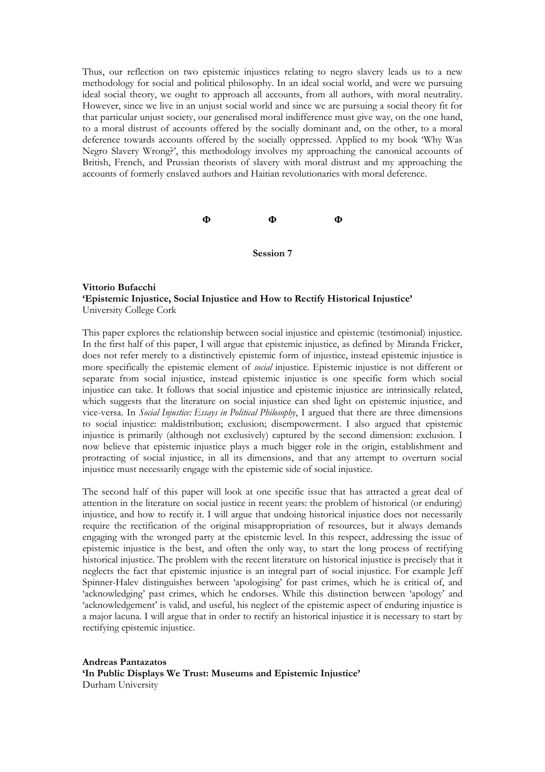Thus, our reflection on two epistemic injustices relating to negro slavery leads us to a new methodology for social and political philosophy. In an ideal social world, and were we pursuing ideal social theory, we ought to approach all accounts, from all authors, with moral neutrality. However, since we live in an unjust social world and since we are pursuing a social theory fit for that particular unjust society, our generalised moral indifference must give way, on the one hand, to a moral distrust of accounts offered by the socially dominant and, on the other, to a moral deference towards accounts offered by the socially oppressed. Applied to my book 'Why Was Negro Slavery Wrong?', this methodology involves my approaching the canonical accounts of British, French, and Prussian theorists of slavery with moral distrust and my approaching the accounts of formerly enslaved authors and Haitian revolutionaries with moral deference.

**Φ Φ Φ**

**Session 7**

**Vittorio Bufacchi**
**'Epistemic Injustice, Social Injustice and How to Rectify Historical Injustice'**
University College Cork

This paper explores the relationship between social injustice and epistemic (testimonial) injustice. In the first half of this paper, I will argue that epistemic injustice, as defined by Miranda Fricker, does not refer merely to a distinctively epistemic form of injustice, instead epistemic injustice is more specifically the epistemic element of *social* injustice. Epistemic injustice is not different or separate from social injustice, instead epistemic injustice is one specific form which social injustice can take. It follows that social injustice and epistemic injustice are intrinsically related, which suggests that the literature on social injustice can shed light on epistemic injustice, and vice-versa. In *Social Injustice: Essays in Political Philosophy*, I argued that there are three dimensions to social injustice: maldistribution; exclusion; disempowerment. I also argued that epistemic injustice is primarily (although not exclusively) captured by the second dimension: exclusion. I now believe that epistemic injustice plays a much bigger role in the origin, establishment and protracting of social injustice, in all its dimensions, and that any attempt to overturn social injustice must necessarily engage with the epistemic side of social injustice.

The second half of this paper will look at one specific issue that has attracted a great deal of attention in the literature on social justice in recent years: the problem of historical (or enduring) injustice, and how to rectify it. I will argue that undoing historical injustice does not necessarily require the rectification of the original misappropriation of resources, but it always demands engaging with the wronged party at the epistemic level. In this respect, addressing the issue of epistemic injustice is the best, and often the only way, to start the long process of rectifying historical injustice. The problem with the recent literature on historical injustice is precisely that it neglects the fact that epistemic injustice is an integral part of social injustice. For example Jeff Spinner-Halev distinguishes between 'apologising' for past crimes, which he is critical of, and 'acknowledging' past crimes, which he endorses. While this distinction between 'apology' and 'acknowledgement' is valid, and useful, his neglect of the epistemic aspect of enduring injustice is a major lacuna. I will argue that in order to rectify an historical injustice it is necessary to start by rectifying epistemic injustice.

**Andreas Pantazatos**
**'In Public Displays We Trust: Museums and Epistemic Injustice'**
Durham University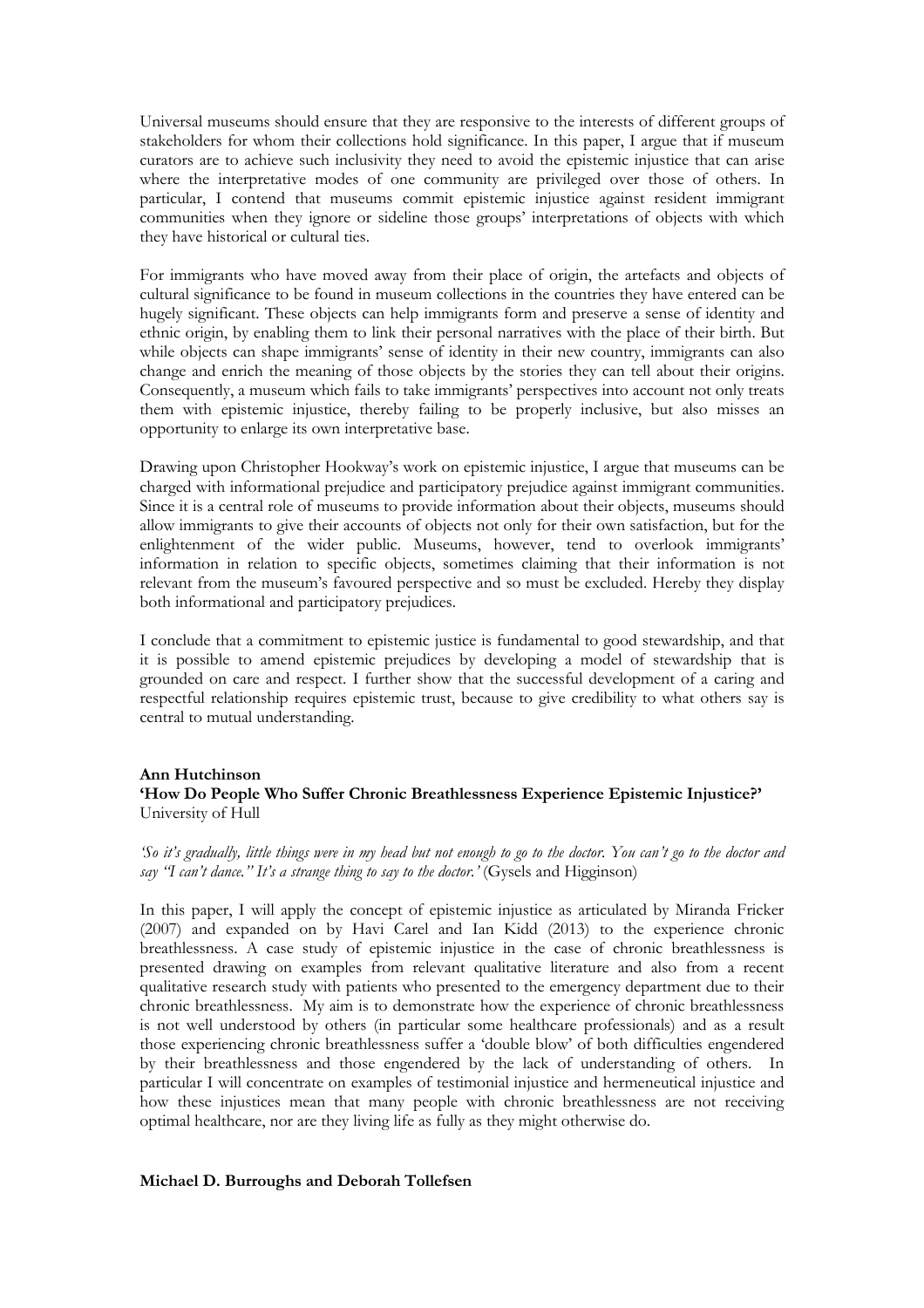Universal museums should ensure that they are responsive to the interests of different groups of stakeholders for whom their collections hold significance. In this paper, I argue that if museum curators are to achieve such inclusivity they need to avoid the epistemic injustice that can arise where the interpretative modes of one community are privileged over those of others. In particular, I contend that museums commit epistemic injustice against resident immigrant communities when they ignore or sideline those groups' interpretations of objects with which they have historical or cultural ties.

For immigrants who have moved away from their place of origin, the artefacts and objects of cultural significance to be found in museum collections in the countries they have entered can be hugely significant. These objects can help immigrants form and preserve a sense of identity and ethnic origin, by enabling them to link their personal narratives with the place of their birth. But while objects can shape immigrants' sense of identity in their new country, immigrants can also change and enrich the meaning of those objects by the stories they can tell about their origins. Consequently, a museum which fails to take immigrants' perspectives into account not only treats them with epistemic injustice, thereby failing to be properly inclusive, but also misses an opportunity to enlarge its own interpretative base.

Drawing upon Christopher Hookway's work on epistemic injustice, I argue that museums can be charged with informational prejudice and participatory prejudice against immigrant communities. Since it is a central role of museums to provide information about their objects, museums should allow immigrants to give their accounts of objects not only for their own satisfaction, but for the enlightenment of the wider public. Museums, however, tend to overlook immigrants' information in relation to specific objects, sometimes claiming that their information is not relevant from the museum's favoured perspective and so must be excluded. Hereby they display both informational and participatory prejudices.

I conclude that a commitment to epistemic justice is fundamental to good stewardship, and that it is possible to amend epistemic prejudices by developing a model of stewardship that is grounded on care and respect. I further show that the successful development of a caring and respectful relationship requires epistemic trust, because to give credibility to what others say is central to mutual understanding.

**Ann Hutchinson**
**'How Do People Who Suffer Chronic Breathlessness Experience Epistemic Injustice?'**
University of Hull

*'So it's gradually, little things were in my head but not enough to go to the doctor. You can't go to the doctor and say "I can't dance." It's a strange thing to say to the doctor.'* (Gysels and Higginson)

In this paper, I will apply the concept of epistemic injustice as articulated by Miranda Fricker (2007) and expanded on by Havi Carel and Ian Kidd (2013) to the experience chronic breathlessness. A case study of epistemic injustice in the case of chronic breathlessness is presented drawing on examples from relevant qualitative literature and also from a recent qualitative research study with patients who presented to the emergency department due to their chronic breathlessness. My aim is to demonstrate how the experience of chronic breathlessness is not well understood by others (in particular some healthcare professionals) and as a result those experiencing chronic breathlessness suffer a 'double blow' of both difficulties engendered by their breathlessness and those engendered by the lack of understanding of others. In particular I will concentrate on examples of testimonial injustice and hermeneutical injustice and how these injustices mean that many people with chronic breathlessness are not receiving optimal healthcare, nor are they living life as fully as they might otherwise do.

**Michael D. Burroughs and Deborah Tollefsen**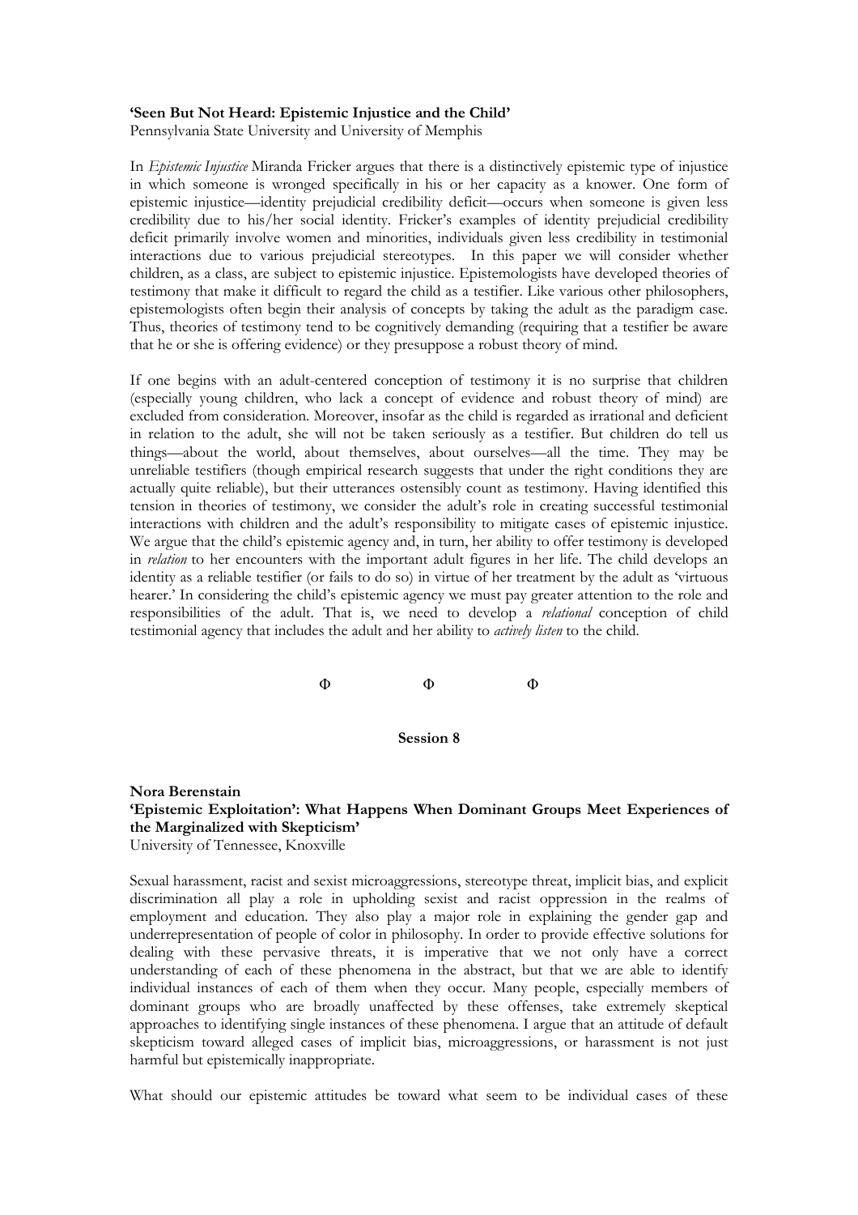**'Seen But Not Heard: Epistemic Injustice and the Child'**
Pennsylvania State University and University of Memphis

In *Epistemic Injustice* Miranda Fricker argues that there is a distinctively epistemic type of injustice in which someone is wronged specifically in his or her capacity as a knower. One form of epistemic injustice—identity prejudicial credibility deficit—occurs when someone is given less credibility due to his/her social identity. Fricker's examples of identity prejudicial credibility deficit primarily involve women and minorities, individuals given less credibility in testimonial interactions due to various prejudicial stereotypes. In this paper we will consider whether children, as a class, are subject to epistemic injustice. Epistemologists have developed theories of testimony that make it difficult to regard the child as a testifier. Like various other philosophers, epistemologists often begin their analysis of concepts by taking the adult as the paradigm case. Thus, theories of testimony tend to be cognitively demanding (requiring that a testifier be aware that he or she is offering evidence) or they presuppose a robust theory of mind.

If one begins with an adult-centered conception of testimony it is no surprise that children (especially young children, who lack a concept of evidence and robust theory of mind) are excluded from consideration. Moreover, insofar as the child is regarded as irrational and deficient in relation to the adult, she will not be taken seriously as a testifier. But children do tell us things—about the world, about themselves, about ourselves—all the time. They may be unreliable testifiers (though empirical research suggests that under the right conditions they are actually quite reliable), but their utterances ostensibly count as testimony. Having identified this tension in theories of testimony, we consider the adult's role in creating successful testimonial interactions with children and the adult's responsibility to mitigate cases of epistemic injustice. We argue that the child's epistemic agency and, in turn, her ability to offer testimony is developed in *relation* to her encounters with the important adult figures in her life. The child develops an identity as a reliable testifier (or fails to do so) in virtue of her treatment by the adult as 'virtuous hearer.' In considering the child's epistemic agency we must pay greater attention to the role and responsibilities of the adult. That is, we need to develop a *relational* conception of child testimonial agency that includes the adult and her ability to *actively listen* to the child.

Φ Φ Φ

**Session 8**

**Nora Berenstain**
**'Epistemic Exploitation': What Happens When Dominant Groups Meet Experiences of the Marginalized with Skepticism'**
University of Tennessee, Knoxville

Sexual harassment, racist and sexist microaggressions, stereotype threat, implicit bias, and explicit discrimination all play a role in upholding sexist and racist oppression in the realms of employment and education. They also play a major role in explaining the gender gap and underrepresentation of people of color in philosophy. In order to provide effective solutions for dealing with these pervasive threats, it is imperative that we not only have a correct understanding of each of these phenomena in the abstract, but that we are able to identify individual instances of each of them when they occur. Many people, especially members of dominant groups who are broadly unaffected by these offenses, take extremely skeptical approaches to identifying single instances of these phenomena. I argue that an attitude of default skepticism toward alleged cases of implicit bias, microaggressions, or harassment is not just harmful but epistemically inappropriate.

What should our epistemic attitudes be toward what seem to be individual cases of these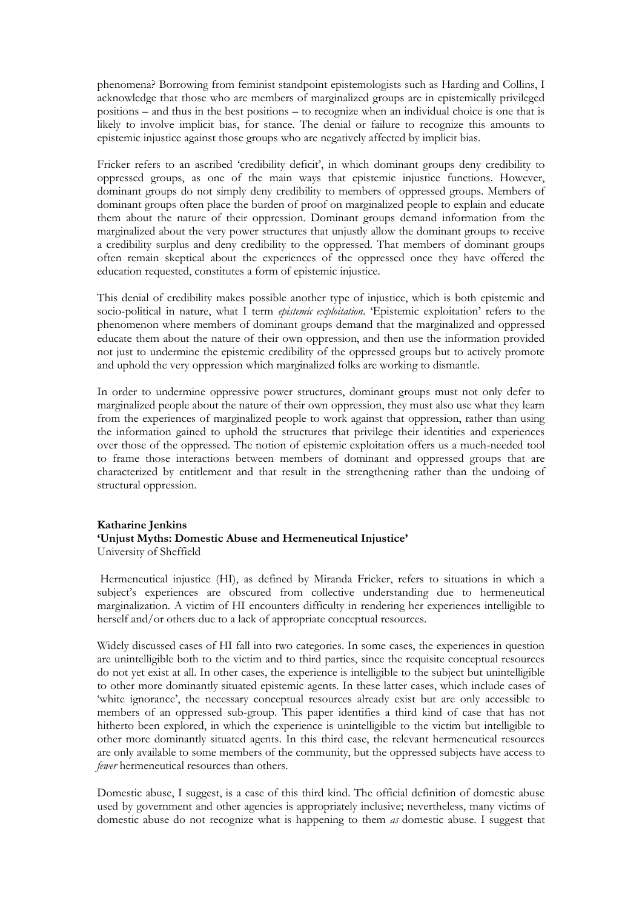phenomena? Borrowing from feminist standpoint epistemologists such as Harding and Collins, I acknowledge that those who are members of marginalized groups are in epistemically privileged positions – and thus in the best positions – to recognize when an individual choice is one that is likely to involve implicit bias, for stance. The denial or failure to recognize this amounts to epistemic injustice against those groups who are negatively affected by implicit bias.

Fricker refers to an ascribed 'credibility deficit', in which dominant groups deny credibility to oppressed groups, as one of the main ways that epistemic injustice functions. However, dominant groups do not simply deny credibility to members of oppressed groups. Members of dominant groups often place the burden of proof on marginalized people to explain and educate them about the nature of their oppression. Dominant groups demand information from the marginalized about the very power structures that unjustly allow the dominant groups to receive a credibility surplus and deny credibility to the oppressed. That members of dominant groups often remain skeptical about the experiences of the oppressed once they have offered the education requested, constitutes a form of epistemic injustice.

This denial of credibility makes possible another type of injustice, which is both epistemic and socio-political in nature, what I term *epistemic exploitation*. 'Epistemic exploitation' refers to the phenomenon where members of dominant groups demand that the marginalized and oppressed educate them about the nature of their own oppression, and then use the information provided not just to undermine the epistemic credibility of the oppressed groups but to actively promote and uphold the very oppression which marginalized folks are working to dismantle.

In order to undermine oppressive power structures, dominant groups must not only defer to marginalized people about the nature of their own oppression, they must also use what they learn from the experiences of marginalized people to work against that oppression, rather than using the information gained to uphold the structures that privilege their identities and experiences over those of the oppressed. The notion of epistemic exploitation offers us a much-needed tool to frame those interactions between members of dominant and oppressed groups that are characterized by entitlement and that result in the strengthening rather than the undoing of structural oppression.

**Katharine Jenkins**
**'Unjust Myths: Domestic Abuse and Hermeneutical Injustice'**
University of Sheffield

Hermeneutical injustice (HI), as defined by Miranda Fricker, refers to situations in which a subject's experiences are obscured from collective understanding due to hermeneutical marginalization. A victim of HI encounters difficulty in rendering her experiences intelligible to herself and/or others due to a lack of appropriate conceptual resources.

Widely discussed cases of HI fall into two categories. In some cases, the experiences in question are unintelligible both to the victim and to third parties, since the requisite conceptual resources do not yet exist at all. In other cases, the experience is intelligible to the subject but unintelligible to other more dominantly situated epistemic agents. In these latter cases, which include cases of 'white ignorance', the necessary conceptual resources already exist but are only accessible to members of an oppressed sub-group. This paper identifies a third kind of case that has not hitherto been explored, in which the experience is unintelligible to the victim but intelligible to other more dominantly situated agents. In this third case, the relevant hermeneutical resources are only available to some members of the community, but the oppressed subjects have access to *fewer* hermeneutical resources than others.

Domestic abuse, I suggest, is a case of this third kind. The official definition of domestic abuse used by government and other agencies is appropriately inclusive; nevertheless, many victims of domestic abuse do not recognize what is happening to them *as* domestic abuse. I suggest that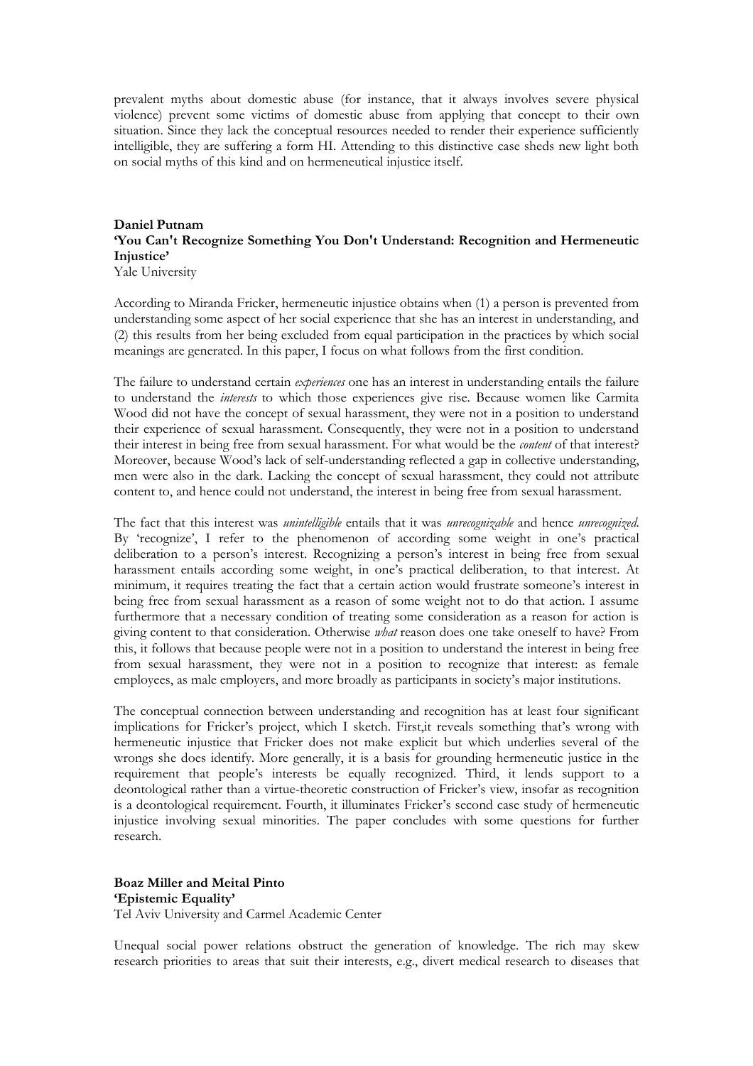prevalent myths about domestic abuse (for instance, that it always involves severe physical violence) prevent some victims of domestic abuse from applying that concept to their own situation. Since they lack the conceptual resources needed to render their experience sufficiently intelligible, they are suffering a form HI. Attending to this distinctive case sheds new light both on social myths of this kind and on hermeneutical injustice itself.

**Daniel Putnam**
**'You Can't Recognize Something You Don't Understand: Recognition and Hermeneutic Injustice'**
Yale University

According to Miranda Fricker, hermeneutic injustice obtains when (1) a person is prevented from understanding some aspect of her social experience that she has an interest in understanding, and (2) this results from her being excluded from equal participation in the practices by which social meanings are generated. In this paper, I focus on what follows from the first condition.

The failure to understand certain *experiences* one has an interest in understanding entails the failure to understand the *interests* to which those experiences give rise. Because women like Carmita Wood did not have the concept of sexual harassment, they were not in a position to understand their experience of sexual harassment. Consequently, they were not in a position to understand their interest in being free from sexual harassment. For what would be the *content* of that interest? Moreover, because Wood's lack of self-understanding reflected a gap in collective understanding, men were also in the dark. Lacking the concept of sexual harassment, they could not attribute content to, and hence could not understand, the interest in being free from sexual harassment.

The fact that this interest was *unintelligible* entails that it was *unrecognizable* and hence *unrecognized*. By 'recognize', I refer to the phenomenon of according some weight in one's practical deliberation to a person's interest. Recognizing a person's interest in being free from sexual harassment entails according some weight, in one's practical deliberation, to that interest. At minimum, it requires treating the fact that a certain action would frustrate someone's interest in being free from sexual harassment as a reason of some weight not to do that action. I assume furthermore that a necessary condition of treating some consideration as a reason for action is giving content to that consideration. Otherwise *what* reason does one take oneself to have? From this, it follows that because people were not in a position to understand the interest in being free from sexual harassment, they were not in a position to recognize that interest: as female employees, as male employers, and more broadly as participants in society's major institutions.

The conceptual connection between understanding and recognition has at least four significant implications for Fricker's project, which I sketch. First,it reveals something that's wrong with hermeneutic injustice that Fricker does not make explicit but which underlies several of the wrongs she does identify. More generally, it is a basis for grounding hermeneutic justice in the requirement that people's interests be equally recognized. Third, it lends support to a deontological rather than a virtue-theoretic construction of Fricker's view, insofar as recognition is a deontological requirement. Fourth, it illuminates Fricker's second case study of hermeneutic injustice involving sexual minorities. The paper concludes with some questions for further research.

**Boaz Miller and Meital Pinto**
**'Epistemic Equality'**
Tel Aviv University and Carmel Academic Center

Unequal social power relations obstruct the generation of knowledge. The rich may skew research priorities to areas that suit their interests, e.g., divert medical research to diseases that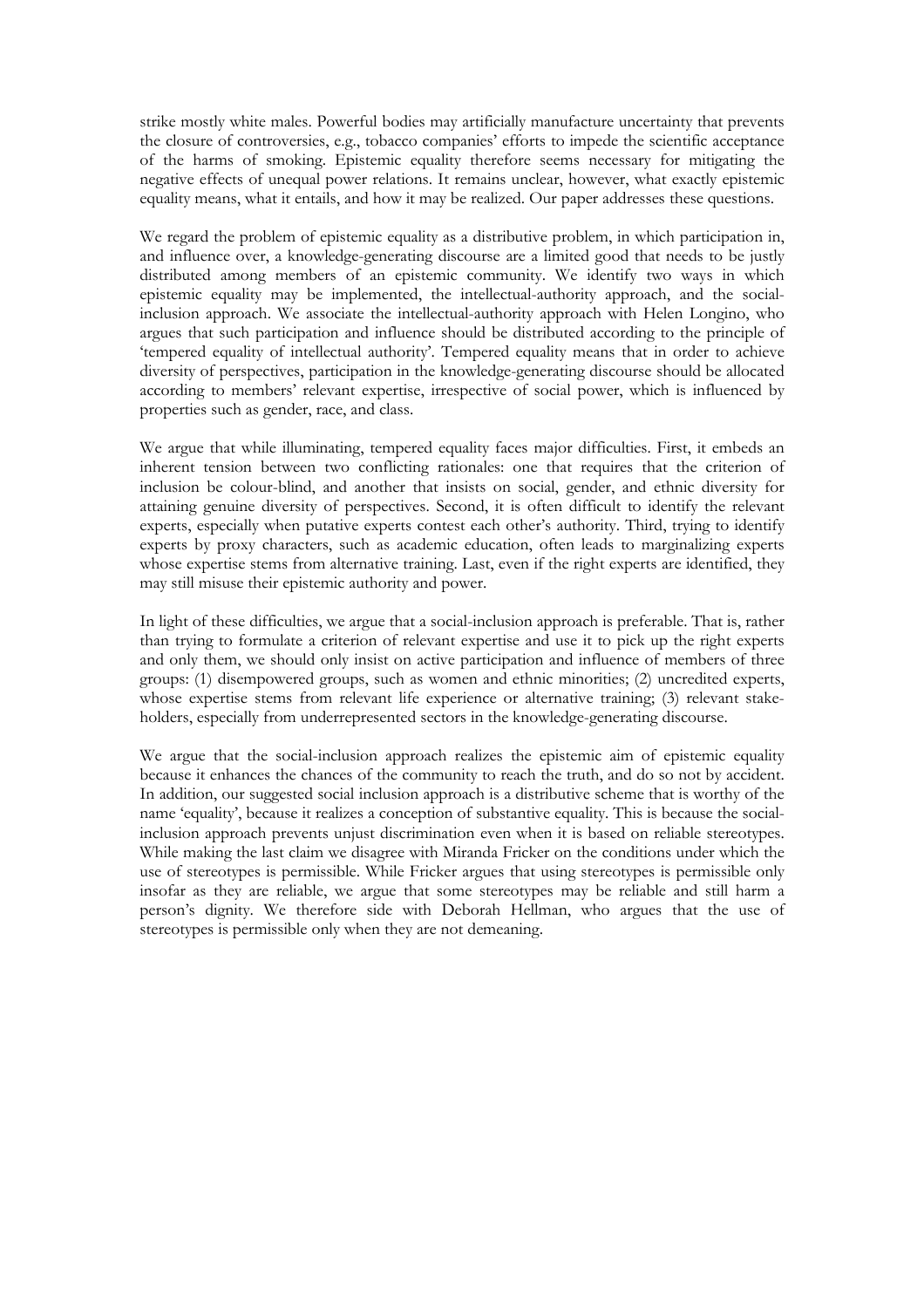strike mostly white males. Powerful bodies may artificially manufacture uncertainty that prevents the closure of controversies, e.g., tobacco companies' efforts to impede the scientific acceptance of the harms of smoking. Epistemic equality therefore seems necessary for mitigating the negative effects of unequal power relations. It remains unclear, however, what exactly epistemic equality means, what it entails, and how it may be realized. Our paper addresses these questions.

We regard the problem of epistemic equality as a distributive problem, in which participation in, and influence over, a knowledge-generating discourse are a limited good that needs to be justly distributed among members of an epistemic community. We identify two ways in which epistemic equality may be implemented, the intellectual-authority approach, and the social-inclusion approach. We associate the intellectual-authority approach with Helen Longino, who argues that such participation and influence should be distributed according to the principle of 'tempered equality of intellectual authority'. Tempered equality means that in order to achieve diversity of perspectives, participation in the knowledge-generating discourse should be allocated according to members' relevant expertise, irrespective of social power, which is influenced by properties such as gender, race, and class.

We argue that while illuminating, tempered equality faces major difficulties. First, it embeds an inherent tension between two conflicting rationales: one that requires that the criterion of inclusion be colour-blind, and another that insists on social, gender, and ethnic diversity for attaining genuine diversity of perspectives. Second, it is often difficult to identify the relevant experts, especially when putative experts contest each other's authority. Third, trying to identify experts by proxy characters, such as academic education, often leads to marginalizing experts whose expertise stems from alternative training. Last, even if the right experts are identified, they may still misuse their epistemic authority and power.

In light of these difficulties, we argue that a social-inclusion approach is preferable. That is, rather than trying to formulate a criterion of relevant expertise and use it to pick up the right experts and only them, we should only insist on active participation and influence of members of three groups: (1) disempowered groups, such as women and ethnic minorities; (2) uncredited experts, whose expertise stems from relevant life experience or alternative training; (3) relevant stake-holders, especially from underrepresented sectors in the knowledge-generating discourse.

We argue that the social-inclusion approach realizes the epistemic aim of epistemic equality because it enhances the chances of the community to reach the truth, and do so not by accident. In addition, our suggested social inclusion approach is a distributive scheme that is worthy of the name 'equality', because it realizes a conception of substantive equality. This is because the social-inclusion approach prevents unjust discrimination even when it is based on reliable stereotypes. While making the last claim we disagree with Miranda Fricker on the conditions under which the use of stereotypes is permissible. While Fricker argues that using stereotypes is permissible only insofar as they are reliable, we argue that some stereotypes may be reliable and still harm a person's dignity. We therefore side with Deborah Hellman, who argues that the use of stereotypes is permissible only when they are not demeaning.